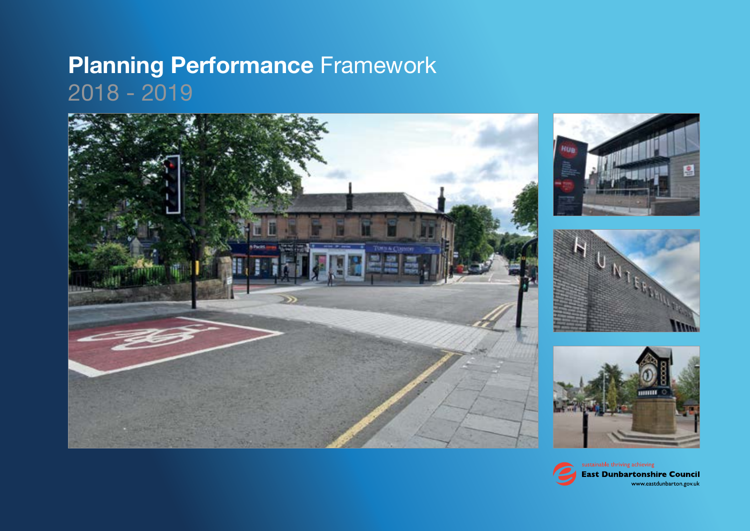# **Planning Performance** Framework

2018 - 2019

sustainable thriving achieving

**East Dunbartonshire Council**

www.eastdunbarton.gov.uk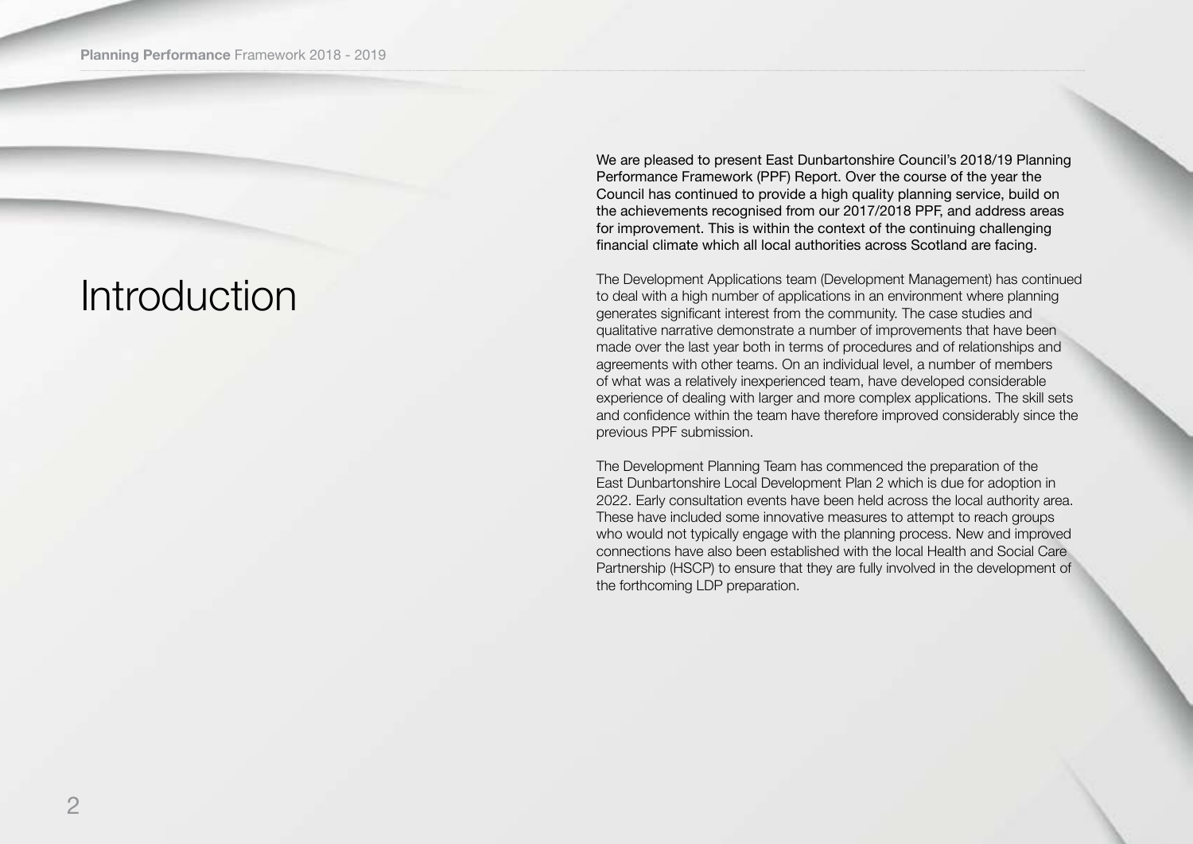# Introduction

We are pleased to present East Dunbartonshire Council's 2018/19 Planning Performance Framework (PPF) Report. Over the course of the year the Council has continued to provide a high quality planning service, build on the achievements recognised from our 2017/2018 PPF, and address areas for improvement. This is within the context of the continuing challenging financial climate which all local authorities across Scotland are facing.

The Development Applications team (Development Management) has continued to deal with a high number of applications in an environment where planning generates significant interest from the community. The case studies and qualitative narrative demonstrate a number of improvements that have been made over the last year both in terms of procedures and of relationships and agreements with other teams. On an individual level, a number of members of what was a relatively inexperienced team, have developed considerable experience of dealing with larger and more complex applications. The skill sets and confidence within the team have therefore improved considerably since the previous PPF submission.

The Development Planning Team has commenced the preparation of the East Dunbartonshire Local Development Plan 2 which is due for adoption in 2022. Early consultation events have been held across the local authority area. These have included some innovative measures to attempt to reach groups who would not typically engage with the planning process. New and improved connections have also been established with the local Health and Social Care Partnership (HSCP) to ensure that they are fully involved in the development of the forthcoming LDP preparation.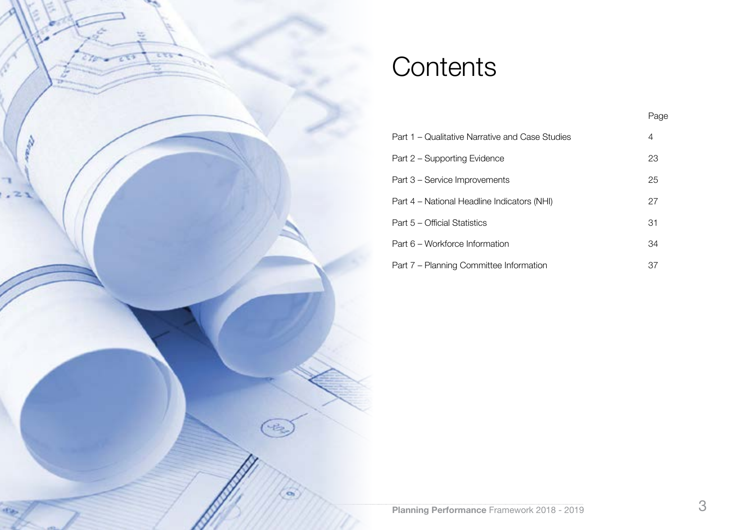# Contents

| | Page |
|---|---|
| Part 1 – Qualitative Narrative and Case Studies | 4 |
| Part 2 – Supporting Evidence | 23 |
| Part 3 – Service Improvements | 25 |
| Part 4 – National Headline Indicators (NHI) | 27 |
| Part 5 – Official Statistics | 31 |
| Part 6 – Workforce Information | 34 |
| Part 7 – Planning Committee Information | 37 |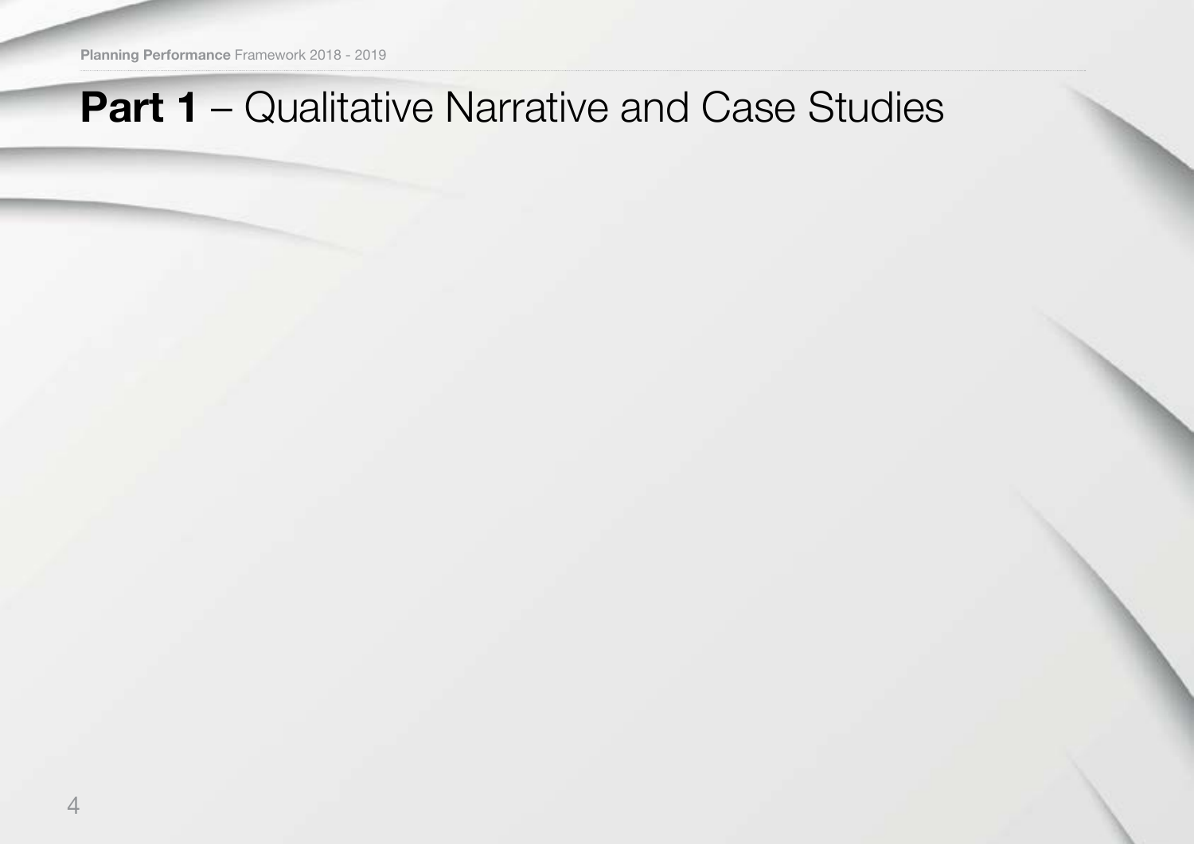# **Part 1** – Qualitative Narrative and Case Studies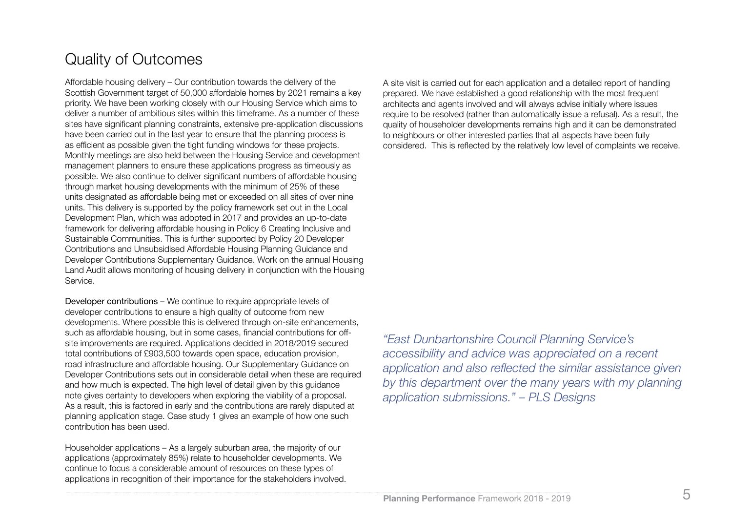# Quality of Outcomes

Affordable housing delivery – Our contribution towards the delivery of the Scottish Government target of 50,000 affordable homes by 2021 remains a key priority. We have been working closely with our Housing Service which aims to deliver a number of ambitious sites within this timeframe. As a number of these sites have significant planning constraints, extensive pre-application discussions have been carried out in the last year to ensure that the planning process is as efficient as possible given the tight funding windows for these projects. Monthly meetings are also held between the Housing Service and development management planners to ensure these applications progress as timeously as possible. We also continue to deliver significant numbers of affordable housing through market housing developments with the minimum of 25% of these units designated as affordable being met or exceeded on all sites of over nine units. This delivery is supported by the policy framework set out in the Local Development Plan, which was adopted in 2017 and provides an up-to-date framework for delivering affordable housing in Policy 6 Creating Inclusive and Sustainable Communities. This is further supported by Policy 20 Developer Contributions and Unsubsidised Affordable Housing Planning Guidance and Developer Contributions Supplementary Guidance. Work on the annual Housing Land Audit allows monitoring of housing delivery in conjunction with the Housing Service.

Developer contributions – We continue to require appropriate levels of developer contributions to ensure a high quality of outcome from new developments. Where possible this is delivered through on-site enhancements, such as affordable housing, but in some cases, financial contributions for off-site improvements are required. Applications decided in 2018/2019 secured total contributions of £903,500 towards open space, education provision, road infrastructure and affordable housing. Our Supplementary Guidance on Developer Contributions sets out in considerable detail when these are required and how much is expected. The high level of detail given by this guidance note gives certainty to developers when exploring the viability of a proposal. As a result, this is factored in early and the contributions are rarely disputed at planning application stage. Case study 1 gives an example of how one such contribution has been used.

Householder applications – As a largely suburban area, the majority of our applications (approximately 85%) relate to householder developments. We continue to focus a considerable amount of resources on these types of applications in recognition of their importance for the stakeholders involved. A site visit is carried out for each application and a detailed report of handling prepared. We have established a good relationship with the most frequent architects and agents involved and will always advise initially where issues require to be resolved (rather than automatically issue a refusal). As a result, the quality of householder developments remains high and it can be demonstrated to neighbours or other interested parties that all aspects have been fully considered. This is reflected by the relatively low level of complaints we receive.

*"East Dunbartonshire Council Planning Service's accessibility and advice was appreciated on a recent application and also reflected the similar assistance given by this department over the many years with my planning application submissions." – PLS Designs*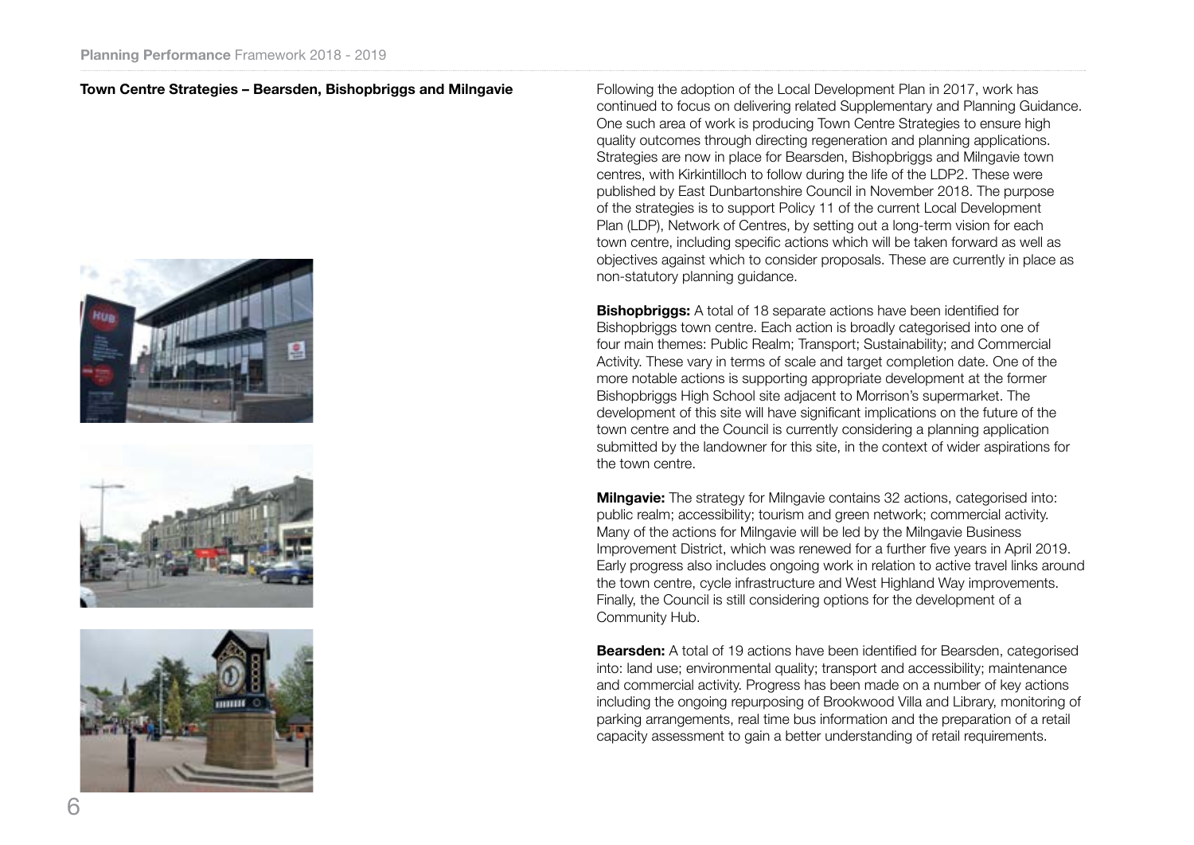## Town Centre Strategies – Bearsden, Bishopbriggs and Milngavie

Following the adoption of the Local Development Plan in 2017, work has continued to focus on delivering related Supplementary and Planning Guidance. One such area of work is producing Town Centre Strategies to ensure high quality outcomes through directing regeneration and planning applications. Strategies are now in place for Bearsden, Bishopbriggs and Milngavie town centres, with Kirkintilloch to follow during the life of the LDP2. These were published by East Dunbartonshire Council in November 2018. The purpose of the strategies is to support Policy 11 of the current Local Development Plan (LDP), Network of Centres, by setting out a long-term vision for each town centre, including specific actions which will be taken forward as well as objectives against which to consider proposals. These are currently in place as non-statutory planning guidance.

**Bishopbriggs:** A total of 18 separate actions have been identified for Bishopbriggs town centre. Each action is broadly categorised into one of four main themes: Public Realm; Transport; Sustainability; and Commercial Activity. These vary in terms of scale and target completion date. One of the more notable actions is supporting appropriate development at the former Bishopbriggs High School site adjacent to Morrison's supermarket. The development of this site will have significant implications on the future of the town centre and the Council is currently considering a planning application submitted by the landowner for this site, in the context of wider aspirations for the town centre.

**Milngavie:** The strategy for Milngavie contains 32 actions, categorised into: public realm; accessibility; tourism and green network; commercial activity. Many of the actions for Milngavie will be led by the Milngavie Business Improvement District, which was renewed for a further five years in April 2019. Early progress also includes ongoing work in relation to active travel links around the town centre, cycle infrastructure and West Highland Way improvements. Finally, the Council is still considering options for the development of a Community Hub.

**Bearsden:** A total of 19 actions have been identified for Bearsden, categorised into: land use; environmental quality; transport and accessibility; maintenance and commercial activity. Progress has been made on a number of key actions including the ongoing repurposing of Brookwood Villa and Library, monitoring of parking arrangements, real time bus information and the preparation of a retail capacity assessment to gain a better understanding of retail requirements.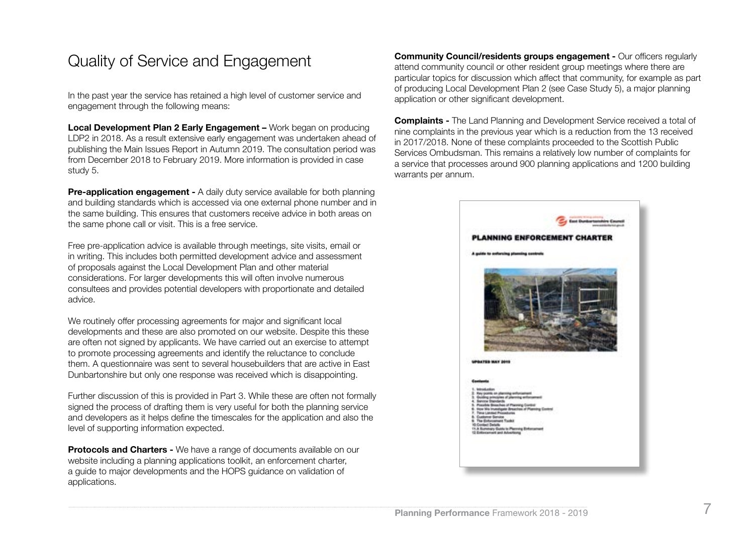# Quality of Service and Engagement

In the past year the service has retained a high level of customer service and engagement through the following means:

**Local Development Plan 2 Early Engagement –** Work began on producing LDP2 in 2018. As a result extensive early engagement was undertaken ahead of publishing the Main Issues Report in Autumn 2019. The consultation period was from December 2018 to February 2019. More information is provided in case study 5.

**Pre-application engagement -** A daily duty service available for both planning and building standards which is accessed via one external phone number and in the same building. This ensures that customers receive advice in both areas on the same phone call or visit. This is a free service.

Free pre-application advice is available through meetings, site visits, email or in writing. This includes both permitted development advice and assessment of proposals against the Local Development Plan and other material considerations. For larger developments this will often involve numerous consultees and provides potential developers with proportionate and detailed advice.

We routinely offer processing agreements for major and significant local developments and these are also promoted on our website. Despite this these are often not signed by applicants. We have carried out an exercise to attempt to promote processing agreements and identify the reluctance to conclude them. A questionnaire was sent to several housebuilders that are active in East Dunbartonshire but only one response was received which is disappointing.

Further discussion of this is provided in Part 3. While these are often not formally signed the process of drafting them is very useful for both the planning service and developers as it helps define the timescales for the application and also the level of supporting information expected.

**Protocols and Charters -** We have a range of documents available on our website including a planning applications toolkit, an enforcement charter, a guide to major developments and the HOPS guidance on validation of applications.

**Community Council/residents groups engagement -** Our officers regularly attend community council or other resident group meetings where there are particular topics for discussion which affect that community, for example as part of producing Local Development Plan 2 (see Case Study 5), a major planning application or other significant development.

**Complaints -** The Land Planning and Development Service received a total of nine complaints in the previous year which is a reduction from the 13 received in 2017/2018. None of these complaints proceeded to the Scottish Public Services Ombudsman. This remains a relatively low number of complaints for a service that processes around 900 planning applications and 1200 building warrants per annum.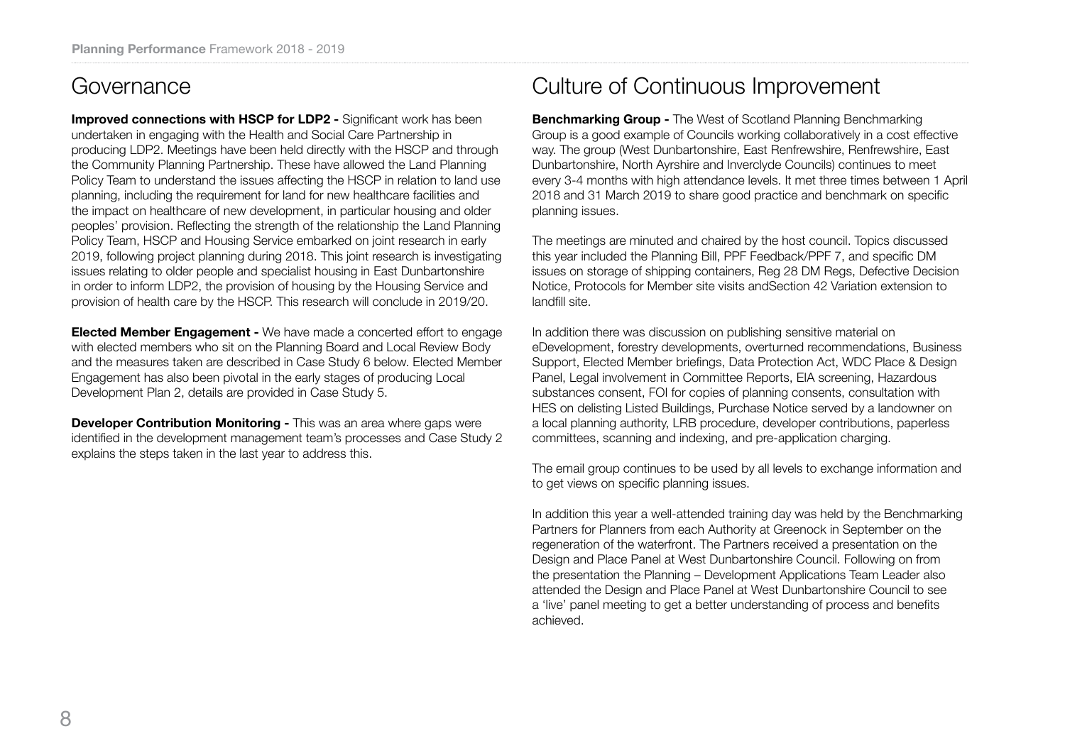## Governance

**Improved connections with HSCP for LDP2 -** Significant work has been undertaken in engaging with the Health and Social Care Partnership in producing LDP2. Meetings have been held directly with the HSCP and through the Community Planning Partnership. These have allowed the Land Planning Policy Team to understand the issues affecting the HSCP in relation to land use planning, including the requirement for land for new healthcare facilities and the impact on healthcare of new development, in particular housing and older peoples' provision. Reflecting the strength of the relationship the Land Planning Policy Team, HSCP and Housing Service embarked on joint research in early 2019, following project planning during 2018. This joint research is investigating issues relating to older people and specialist housing in East Dunbartonshire in order to inform LDP2, the provision of housing by the Housing Service and provision of health care by the HSCP. This research will conclude in 2019/20.

**Elected Member Engagement -** We have made a concerted effort to engage with elected members who sit on the Planning Board and Local Review Body and the measures taken are described in Case Study 6 below. Elected Member Engagement has also been pivotal in the early stages of producing Local Development Plan 2, details are provided in Case Study 5.

**Developer Contribution Monitoring -** This was an area where gaps were identified in the development management team's processes and Case Study 2 explains the steps taken in the last year to address this.

## Culture of Continuous Improvement

**Benchmarking Group -** The West of Scotland Planning Benchmarking Group is a good example of Councils working collaboratively in a cost effective way. The group (West Dunbartonshire, East Renfrewshire, Renfrewshire, East Dunbartonshire, North Ayrshire and Inverclyde Councils) continues to meet every 3-4 months with high attendance levels. It met three times between 1 April 2018 and 31 March 2019 to share good practice and benchmark on specific planning issues.

The meetings are minuted and chaired by the host council. Topics discussed this year included the Planning Bill, PPF Feedback/PPF 7, and specific DM issues on storage of shipping containers, Reg 28 DM Regs, Defective Decision Notice, Protocols for Member site visits andSection 42 Variation extension to landfill site.

In addition there was discussion on publishing sensitive material on eDevelopment, forestry developments, overturned recommendations, Business Support, Elected Member briefings, Data Protection Act, WDC Place & Design Panel, Legal involvement in Committee Reports, EIA screening, Hazardous substances consent, FOI for copies of planning consents, consultation with HES on delisting Listed Buildings, Purchase Notice served by a landowner on a local planning authority, LRB procedure, developer contributions, paperless committees, scanning and indexing, and pre-application charging.

The email group continues to be used by all levels to exchange information and to get views on specific planning issues.

In addition this year a well-attended training day was held by the Benchmarking Partners for Planners from each Authority at Greenock in September on the regeneration of the waterfront. The Partners received a presentation on the Design and Place Panel at West Dunbartonshire Council. Following on from the presentation the Planning – Development Applications Team Leader also attended the Design and Place Panel at West Dunbartonshire Council to see a 'live' panel meeting to get a better understanding of process and benefits achieved.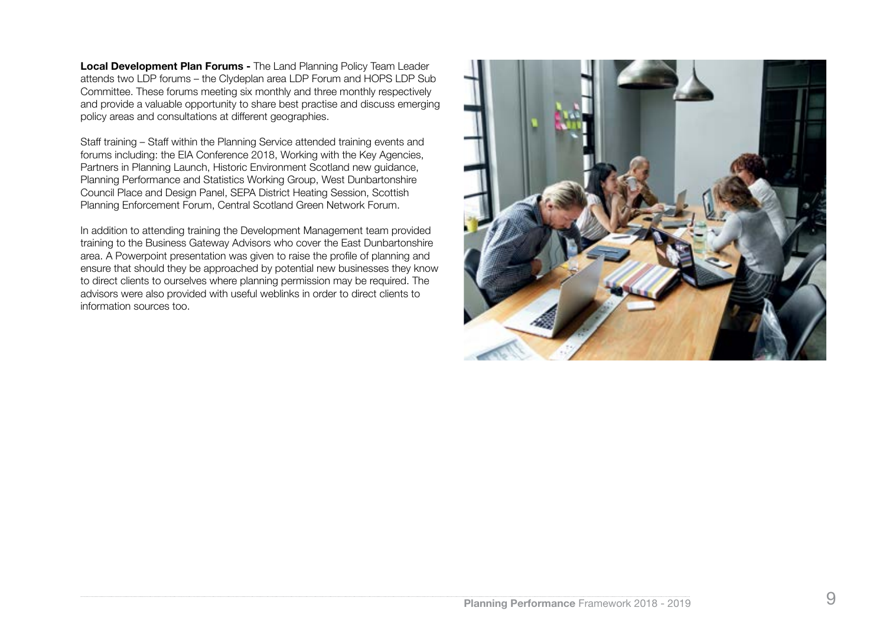**Local Development Plan Forums -** The Land Planning Policy Team Leader attends two LDP forums – the Clydeplan area LDP Forum and HOPS LDP Sub Committee. These forums meeting six monthly and three monthly respectively and provide a valuable opportunity to share best practise and discuss emerging policy areas and consultations at different geographies.

Staff training – Staff within the Planning Service attended training events and forums including: the EIA Conference 2018, Working with the Key Agencies, Partners in Planning Launch, Historic Environment Scotland new guidance, Planning Performance and Statistics Working Group, West Dunbartonshire Council Place and Design Panel, SEPA District Heating Session, Scottish Planning Enforcement Forum, Central Scotland Green Network Forum.

In addition to attending training the Development Management team provided training to the Business Gateway Advisors who cover the East Dunbartonshire area. A Powerpoint presentation was given to raise the profile of planning and ensure that should they be approached by potential new businesses they know to direct clients to ourselves where planning permission may be required. The advisors were also provided with useful weblinks in order to direct clients to information sources too.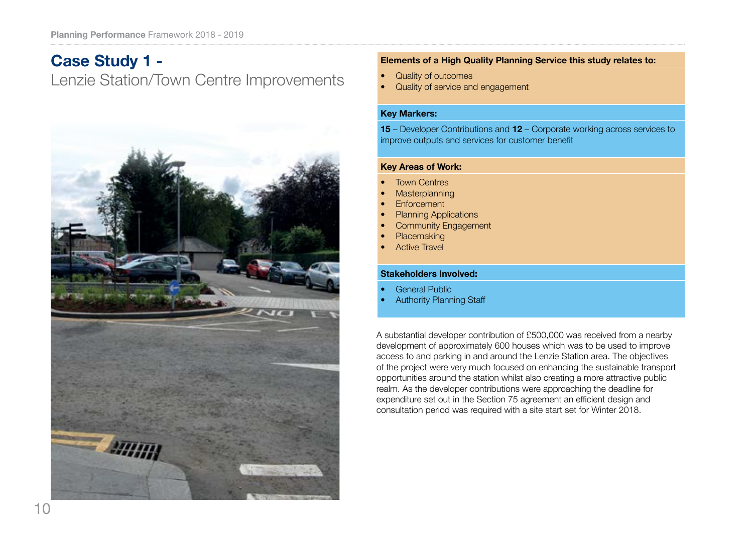# Case Study 1 -

## Lenzie Station/Town Centre Improvements

**Elements of a High Quality Planning Service this study relates to:**

- Quality of outcomes
- Quality of service and engagement

**Key Markers:**

**15** – Developer Contributions and **12** – Corporate working across services to improve outputs and services for customer benefit

**Key Areas of Work:**

- Town Centres
- Masterplanning
- Enforcement
- Planning Applications
- Community Engagement
- Placemaking
- Active Travel

**Stakeholders Involved:**

- General Public
- Authority Planning Staff

A substantial developer contribution of £500,000 was received from a nearby development of approximately 600 houses which was to be used to improve access to and parking in and around the Lenzie Station area. The objectives of the project were very much focused on enhancing the sustainable transport opportunities around the station whilst also creating a more attractive public realm. As the developer contributions were approaching the deadline for expenditure set out in the Section 75 agreement an efficient design and consultation period was required with a site start set for Winter 2018.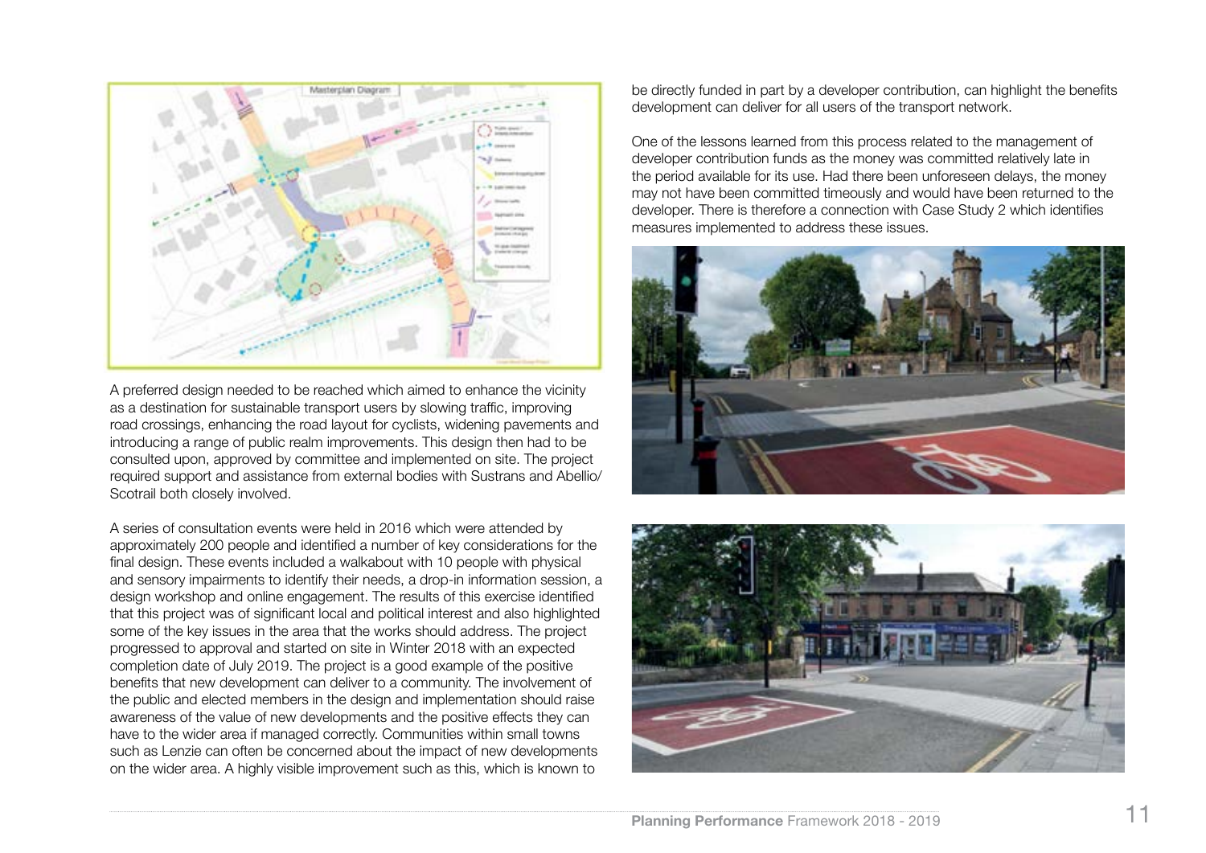A preferred design needed to be reached which aimed to enhance the vicinity as a destination for sustainable transport users by slowing traffic, improving road crossings, enhancing the road layout for cyclists, widening pavements and introducing a range of public realm improvements. This design then had to be consulted upon, approved by committee and implemented on site. The project required support and assistance from external bodies with Sustrans and Abellio/ Scotrail both closely involved.

A series of consultation events were held in 2016 which were attended by approximately 200 people and identified a number of key considerations for the final design. These events included a walkabout with 10 people with physical and sensory impairments to identify their needs, a drop-in information session, a design workshop and online engagement. The results of this exercise identified that this project was of significant local and political interest and also highlighted some of the key issues in the area that the works should address. The project progressed to approval and started on site in Winter 2018 with an expected completion date of July 2019. The project is a good example of the positive benefits that new development can deliver to a community. The involvement of the public and elected members in the design and implementation should raise awareness of the value of new developments and the positive effects they can have to the wider area if managed correctly. Communities within small towns such as Lenzie can often be concerned about the impact of new developments on the wider area. A highly visible improvement such as this, which is known to be directly funded in part by a developer contribution, can highlight the benefits development can deliver for all users of the transport network.

One of the lessons learned from this process related to the management of developer contribution funds as the money was committed relatively late in the period available for its use. Had there been unforeseen delays, the money may not have been committed timeously and would have been returned to the developer. There is therefore a connection with Case Study 2 which identifies measures implemented to address these issues.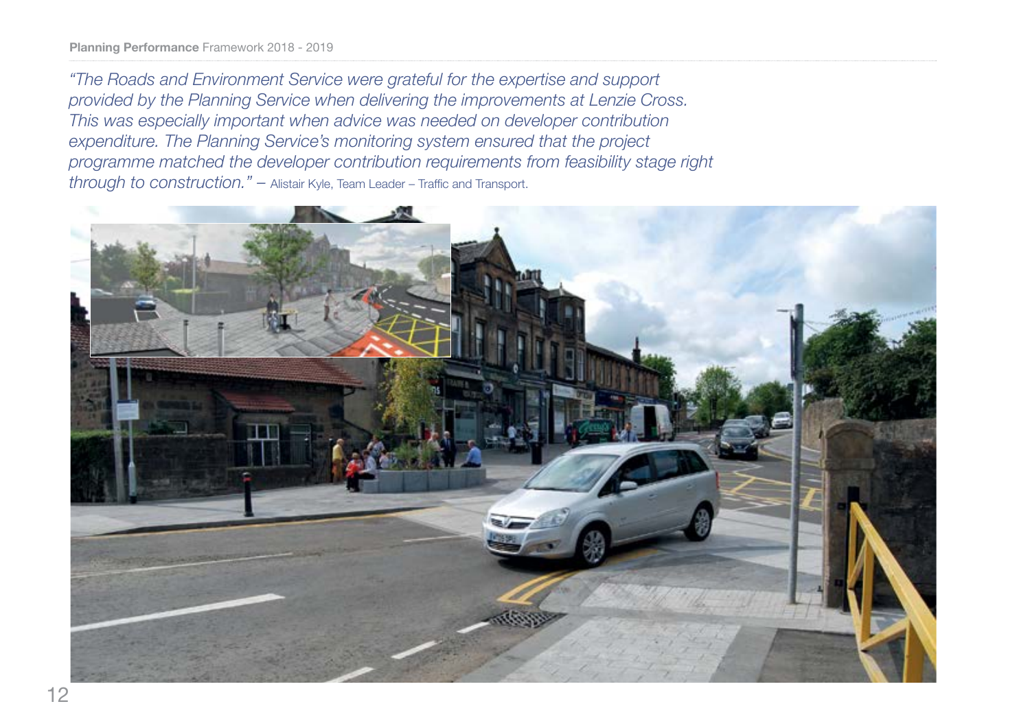*"The Roads and Environment Service were grateful for the expertise and support provided by the Planning Service when delivering the improvements at Lenzie Cross. This was especially important when advice was needed on developer contribution expenditure. The Planning Service's monitoring system ensured that the project programme matched the developer contribution requirements from feasibility stage right through to construction."* – Alistair Kyle, Team Leader – Traffic and Transport.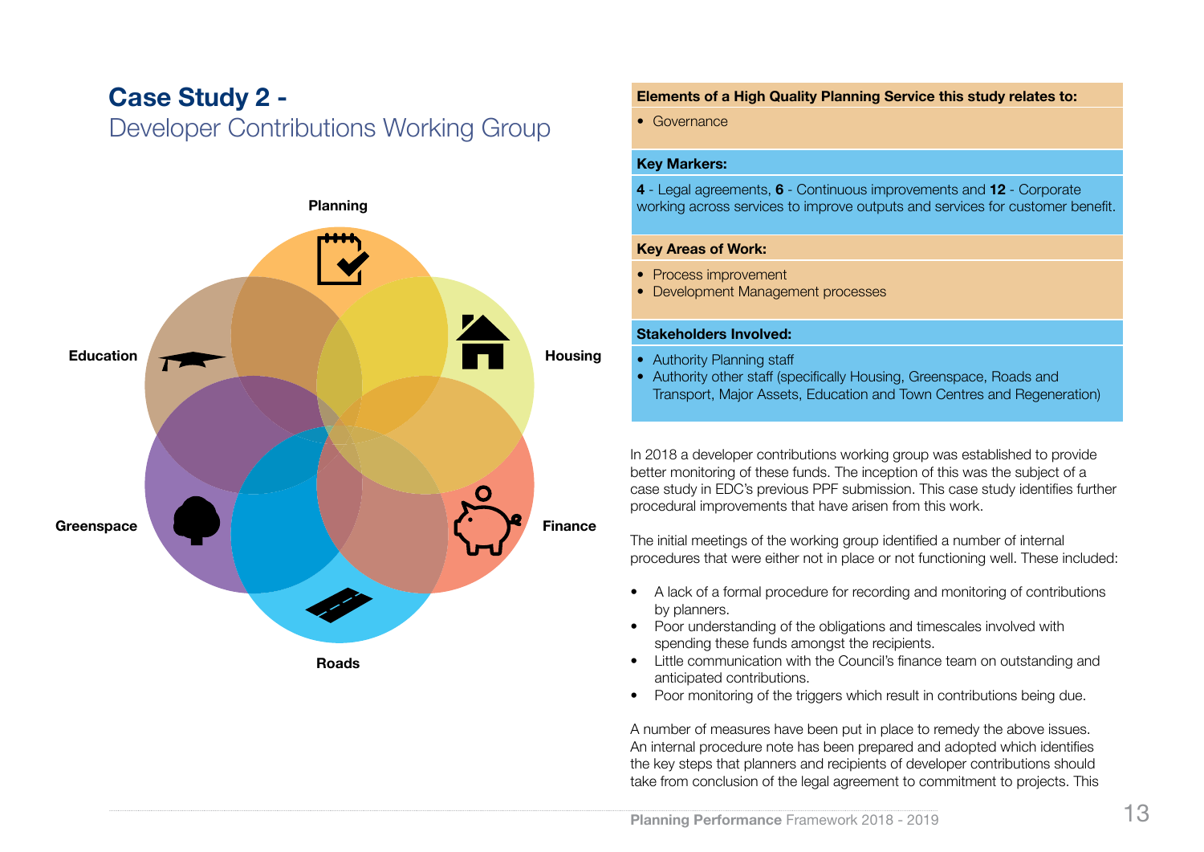# Case Study 2 -
## Developer Contributions Working Group

Planning

Education

Housing

Greenspace

Finance

Roads

**Elements of a High Quality Planning Service this study relates to:**

- Governance

**Key Markers:**

**4** - Legal agreements, **6** - Continuous improvements and **12** - Corporate working across services to improve outputs and services for customer benefit.

**Key Areas of Work:**

- Process improvement
- Development Management processes

**Stakeholders Involved:**

- Authority Planning staff
- Authority other staff (specifically Housing, Greenspace, Roads and Transport, Major Assets, Education and Town Centres and Regeneration)

In 2018 a developer contributions working group was established to provide better monitoring of these funds. The inception of this was the subject of a case study in EDC's previous PPF submission. This case study identifies further procedural improvements that have arisen from this work.

The initial meetings of the working group identified a number of internal procedures that were either not in place or not functioning well. These included:

- A lack of a formal procedure for recording and monitoring of contributions by planners.
- Poor understanding of the obligations and timescales involved with spending these funds amongst the recipients.
- Little communication with the Council's finance team on outstanding and anticipated contributions.
- Poor monitoring of the triggers which result in contributions being due.

A number of measures have been put in place to remedy the above issues. An internal procedure note has been prepared and adopted which identifies the key steps that planners and recipients of developer contributions should take from conclusion of the legal agreement to commitment to projects. This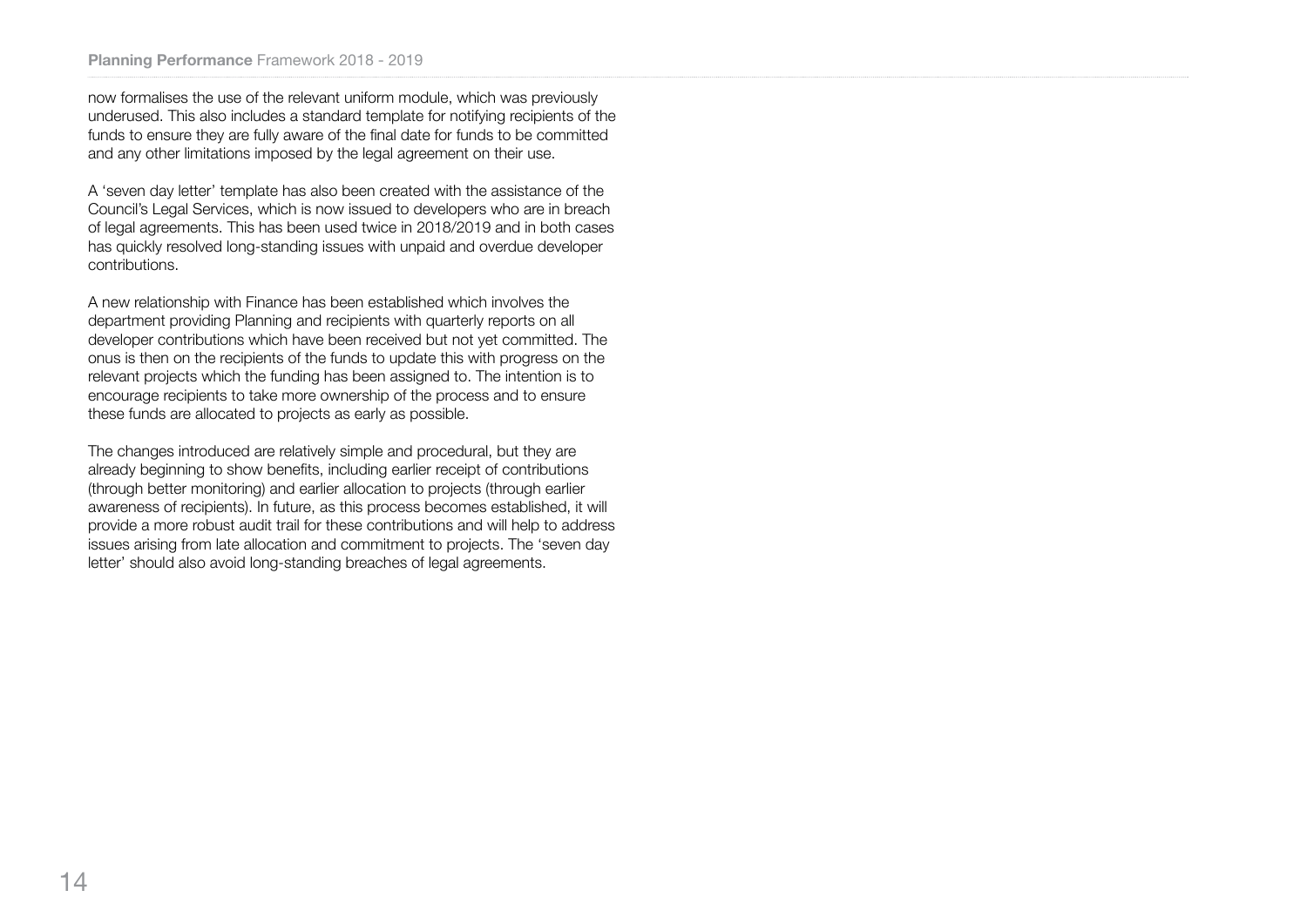now formalises the use of the relevant uniform module, which was previously underused. This also includes a standard template for notifying recipients of the funds to ensure they are fully aware of the final date for funds to be committed and any other limitations imposed by the legal agreement on their use.

A 'seven day letter' template has also been created with the assistance of the Council's Legal Services, which is now issued to developers who are in breach of legal agreements. This has been used twice in 2018/2019 and in both cases has quickly resolved long-standing issues with unpaid and overdue developer contributions.

A new relationship with Finance has been established which involves the department providing Planning and recipients with quarterly reports on all developer contributions which have been received but not yet committed. The onus is then on the recipients of the funds to update this with progress on the relevant projects which the funding has been assigned to. The intention is to encourage recipients to take more ownership of the process and to ensure these funds are allocated to projects as early as possible.

The changes introduced are relatively simple and procedural, but they are already beginning to show benefits, including earlier receipt of contributions (through better monitoring) and earlier allocation to projects (through earlier awareness of recipients). In future, as this process becomes established, it will provide a more robust audit trail for these contributions and will help to address issues arising from late allocation and commitment to projects. The 'seven day letter' should also avoid long-standing breaches of legal agreements.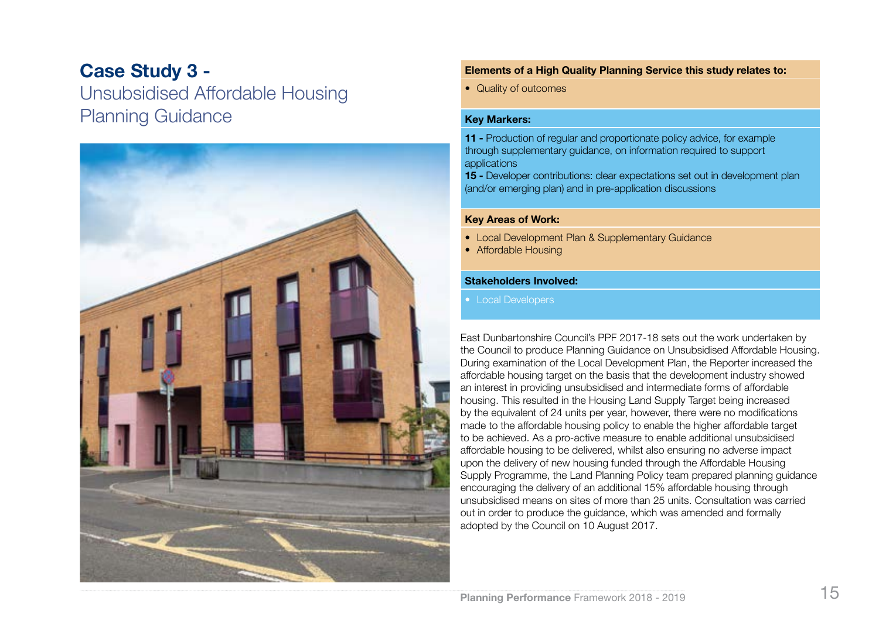# Case Study 3 - Unsubsidised Affordable Housing Planning Guidance

**Elements of a High Quality Planning Service this study relates to:**

- Quality of outcomes

**Key Markers:**

**11 -** Production of regular and proportionate policy advice, for example through supplementary guidance, on information required to support applications
**15 -** Developer contributions: clear expectations set out in development plan (and/or emerging plan) and in pre-application discussions

**Key Areas of Work:**

- Local Development Plan & Supplementary Guidance
- Affordable Housing

**Stakeholders Involved:**

- Local Developers

East Dunbartonshire Council's PPF 2017-18 sets out the work undertaken by the Council to produce Planning Guidance on Unsubsidised Affordable Housing. During examination of the Local Development Plan, the Reporter increased the affordable housing target on the basis that the development industry showed an interest in providing unsubsidised and intermediate forms of affordable housing. This resulted in the Housing Land Supply Target being increased by the equivalent of 24 units per year, however, there were no modifications made to the affordable housing policy to enable the higher affordable target to be achieved. As a pro-active measure to enable additional unsubsidised affordable housing to be delivered, whilst also ensuring no adverse impact upon the delivery of new housing funded through the Affordable Housing Supply Programme, the Land Planning Policy team prepared planning guidance encouraging the delivery of an additional 15% affordable housing through unsubsidised means on sites of more than 25 units. Consultation was carried out in order to produce the guidance, which was amended and formally adopted by the Council on 10 August 2017.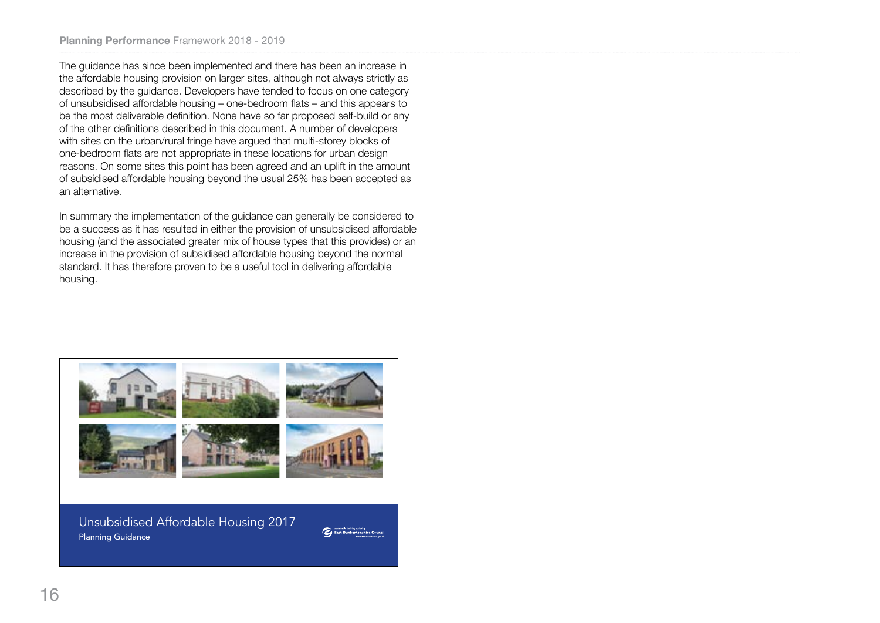The guidance has since been implemented and there has been an increase in the affordable housing provision on larger sites, although not always strictly as described by the guidance. Developers have tended to focus on one category of unsubsidised affordable housing – one-bedroom flats – and this appears to be the most deliverable definition. None have so far proposed self-build or any of the other definitions described in this document. A number of developers with sites on the urban/rural fringe have argued that multi-storey blocks of one-bedroom flats are not appropriate in these locations for urban design reasons. On some sites this point has been agreed and an uplift in the amount of subsidised affordable housing beyond the usual 25% has been accepted as an alternative.

In summary the implementation of the guidance can generally be considered to be a success as it has resulted in either the provision of unsubsidised affordable housing (and the associated greater mix of house types that this provides) or an increase in the provision of subsidised affordable housing beyond the normal standard. It has therefore proven to be a useful tool in delivering affordable housing.

Unsubsidised Affordable Housing 2017

Planning Guidance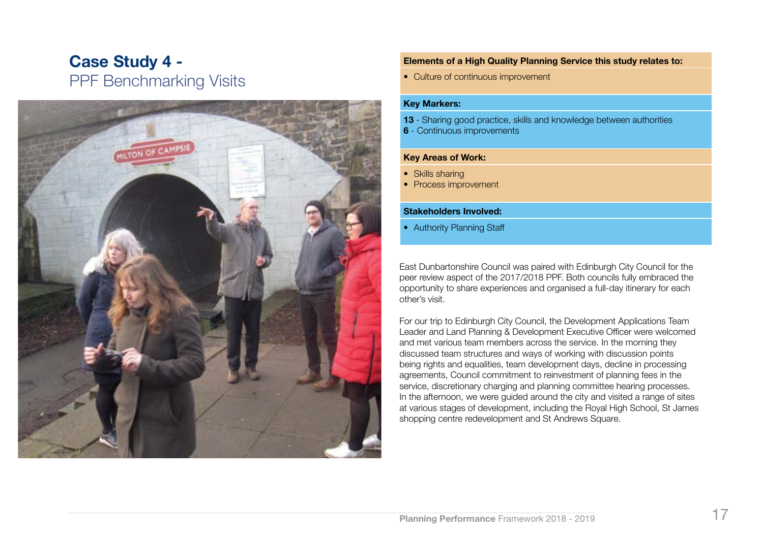# Case Study 4 - PPF Benchmarking Visits

**Elements of a High Quality Planning Service this study relates to:**

- Culture of continuous improvement

**Key Markers:**

**13** - Sharing good practice, skills and knowledge between authorities
**6** - Continuous improvements

**Key Areas of Work:**

- Skills sharing
- Process improvement

**Stakeholders Involved:**

- Authority Planning Staff

East Dunbartonshire Council was paired with Edinburgh City Council for the peer review aspect of the 2017/2018 PPF. Both councils fully embraced the opportunity to share experiences and organised a full-day itinerary for each other's visit.

For our trip to Edinburgh City Council, the Development Applications Team Leader and Land Planning & Development Executive Officer were welcomed and met various team members across the service. In the morning they discussed team structures and ways of working with discussion points being rights and equalities, team development days, decline in processing agreements, Council commitment to reinvestment of planning fees in the service, discretionary charging and planning committee hearing processes. In the afternoon, we were guided around the city and visited a range of sites at various stages of development, including the Royal High School, St James shopping centre redevelopment and St Andrews Square.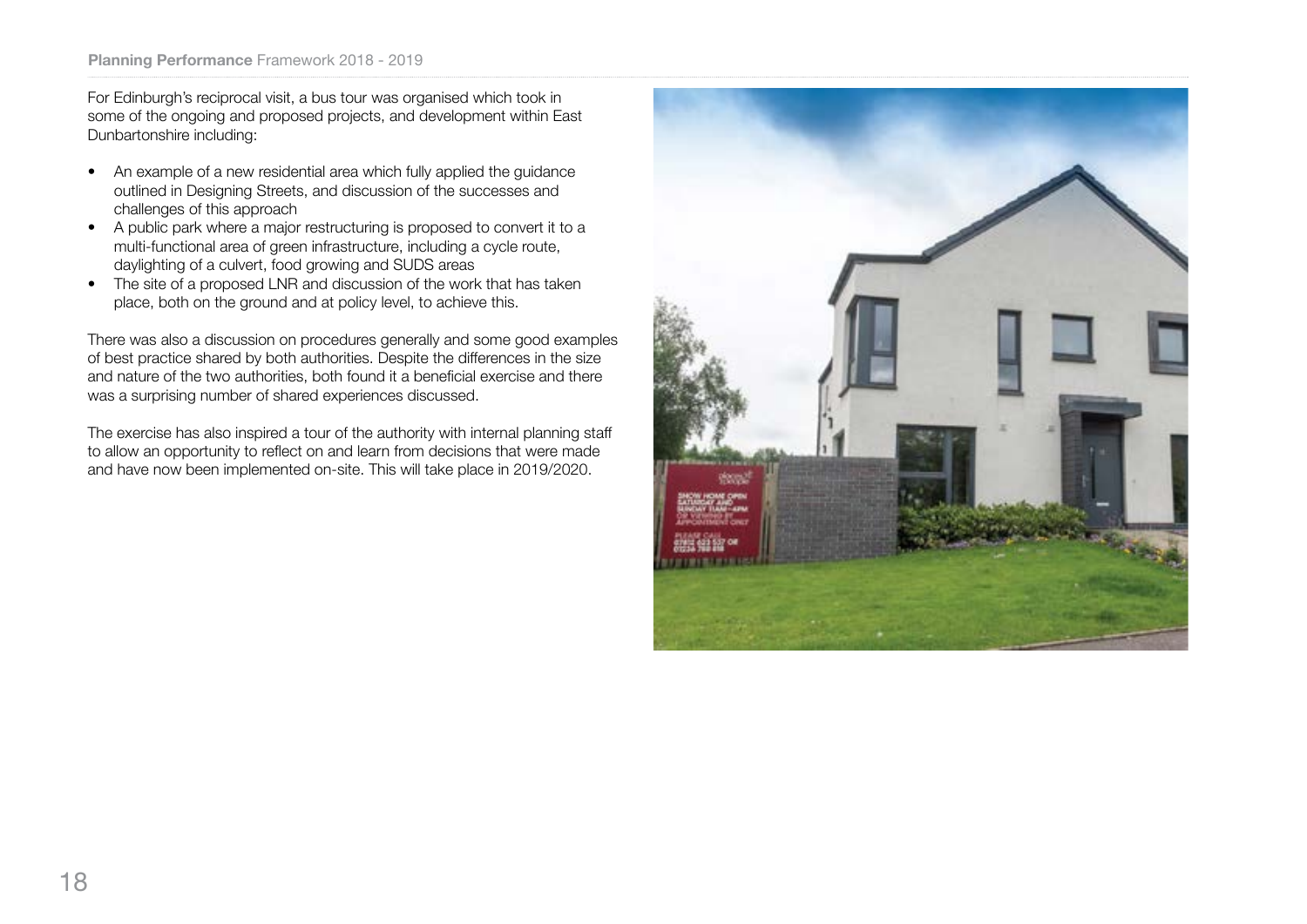For Edinburgh's reciprocal visit, a bus tour was organised which took in some of the ongoing and proposed projects, and development within East Dunbartonshire including:

- An example of a new residential area which fully applied the guidance outlined in Designing Streets, and discussion of the successes and challenges of this approach
- A public park where a major restructuring is proposed to convert it to a multi-functional area of green infrastructure, including a cycle route, daylighting of a culvert, food growing and SUDS areas
- The site of a proposed LNR and discussion of the work that has taken place, both on the ground and at policy level, to achieve this.

There was also a discussion on procedures generally and some good examples of best practice shared by both authorities. Despite the differences in the size and nature of the two authorities, both found it a beneficial exercise and there was a surprising number of shared experiences discussed.

The exercise has also inspired a tour of the authority with internal planning staff to allow an opportunity to reflect on and learn from decisions that were made and have now been implemented on-site. This will take place in 2019/2020.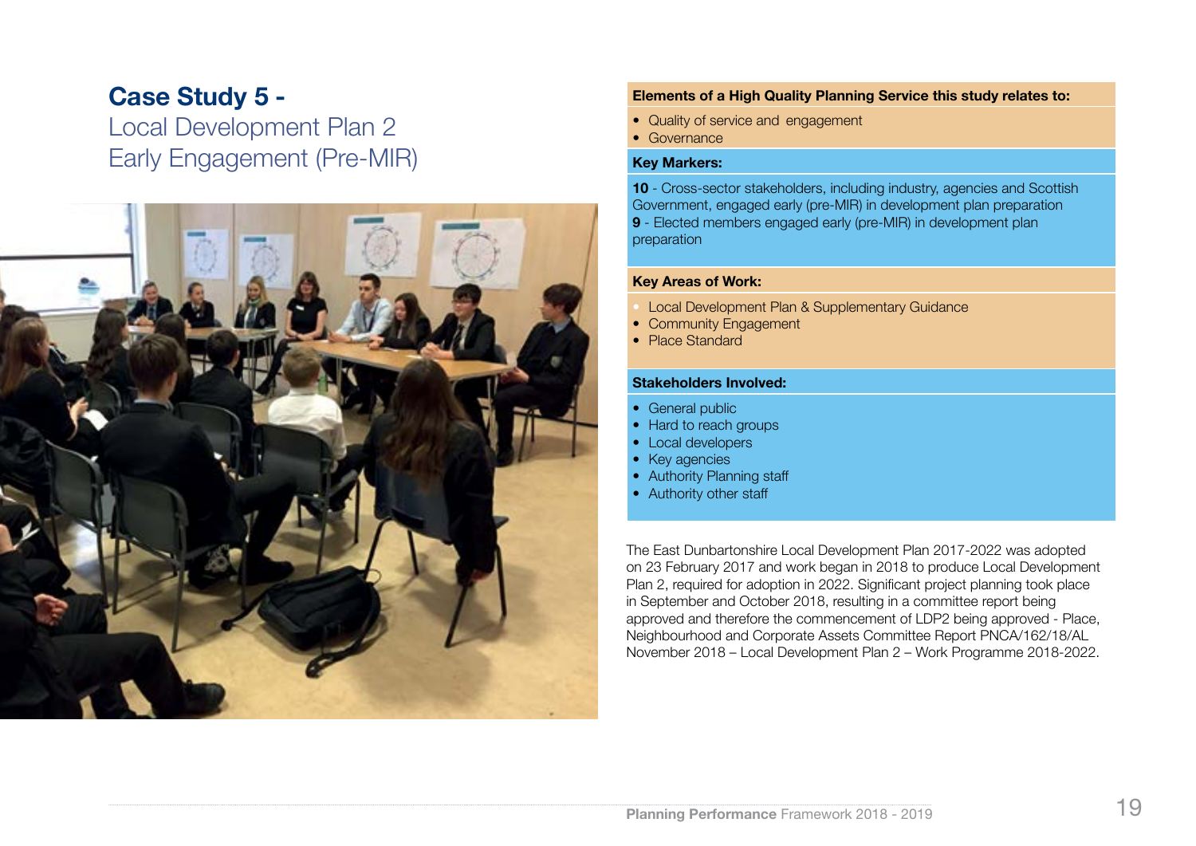# Case Study 5 - Local Development Plan 2 Early Engagement (Pre-MIR)

**Elements of a High Quality Planning Service this study relates to:**

- Quality of service and engagement
- Governance

**Key Markers:**

**10** - Cross-sector stakeholders, including industry, agencies and Scottish Government, engaged early (pre-MIR) in development plan preparation
**9** - Elected members engaged early (pre-MIR) in development plan preparation

**Key Areas of Work:**

- Local Development Plan & Supplementary Guidance
- Community Engagement
- Place Standard

**Stakeholders Involved:**

- General public
- Hard to reach groups
- Local developers
- Key agencies
- Authority Planning staff
- Authority other staff

The East Dunbartonshire Local Development Plan 2017-2022 was adopted on 23 February 2017 and work began in 2018 to produce Local Development Plan 2, required for adoption in 2022. Significant project planning took place in September and October 2018, resulting in a committee report being approved and therefore the commencement of LDP2 being approved - Place, Neighbourhood and Corporate Assets Committee Report PNCA/162/18/AL November 2018 – Local Development Plan 2 – Work Programme 2018-2022.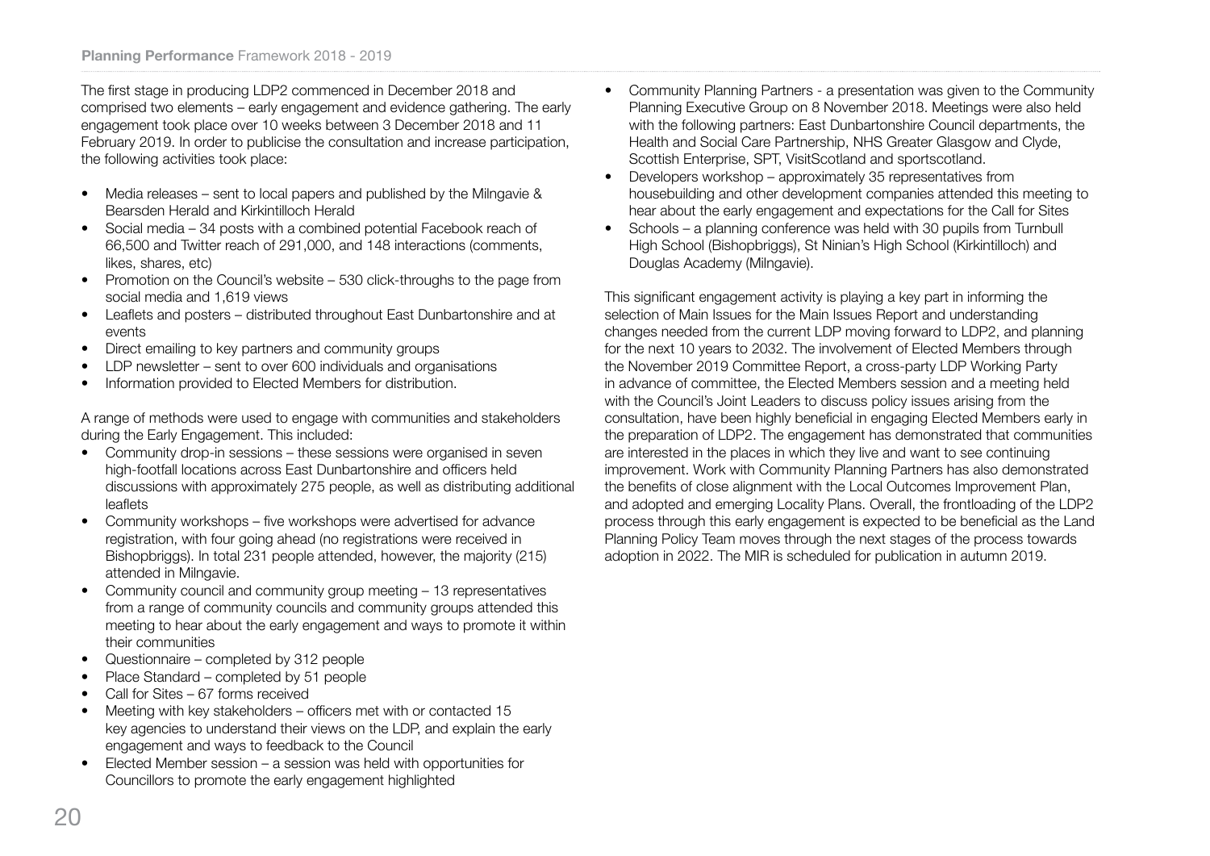The first stage in producing LDP2 commenced in December 2018 and comprised two elements – early engagement and evidence gathering. The early engagement took place over 10 weeks between 3 December 2018 and 11 February 2019. In order to publicise the consultation and increase participation, the following activities took place:

- Media releases – sent to local papers and published by the Milngavie & Bearsden Herald and Kirkintilloch Herald
- Social media – 34 posts with a combined potential Facebook reach of 66,500 and Twitter reach of 291,000, and 148 interactions (comments, likes, shares, etc)
- Promotion on the Council's website – 530 click-throughs to the page from social media and 1,619 views
- Leaflets and posters – distributed throughout East Dunbartonshire and at events
- Direct emailing to key partners and community groups
- LDP newsletter – sent to over 600 individuals and organisations
- Information provided to Elected Members for distribution.

A range of methods were used to engage with communities and stakeholders during the Early Engagement. This included:

- Community drop-in sessions – these sessions were organised in seven high-footfall locations across East Dunbartonshire and officers held discussions with approximately 275 people, as well as distributing additional leaflets
- Community workshops – five workshops were advertised for advance registration, with four going ahead (no registrations were received in Bishopbriggs). In total 231 people attended, however, the majority (215) attended in Milngavie.
- Community council and community group meeting – 13 representatives from a range of community councils and community groups attended this meeting to hear about the early engagement and ways to promote it within their communities
- Questionnaire – completed by 312 people
- Place Standard – completed by 51 people
- Call for Sites – 67 forms received
- Meeting with key stakeholders – officers met with or contacted 15 key agencies to understand their views on the LDP, and explain the early engagement and ways to feedback to the Council
- Elected Member session – a session was held with opportunities for Councillors to promote the early engagement highlighted
- Community Planning Partners - a presentation was given to the Community Planning Executive Group on 8 November 2018. Meetings were also held with the following partners: East Dunbartonshire Council departments, the Health and Social Care Partnership, NHS Greater Glasgow and Clyde, Scottish Enterprise, SPT, VisitScotland and sportscotland.
- Developers workshop – approximately 35 representatives from housebuilding and other development companies attended this meeting to hear about the early engagement and expectations for the Call for Sites
- Schools – a planning conference was held with 30 pupils from Turnbull High School (Bishopbriggs), St Ninian's High School (Kirkintilloch) and Douglas Academy (Milngavie).

This significant engagement activity is playing a key part in informing the selection of Main Issues for the Main Issues Report and understanding changes needed from the current LDP moving forward to LDP2, and planning for the next 10 years to 2032. The involvement of Elected Members through the November 2019 Committee Report, a cross-party LDP Working Party in advance of committee, the Elected Members session and a meeting held with the Council's Joint Leaders to discuss policy issues arising from the consultation, have been highly beneficial in engaging Elected Members early in the preparation of LDP2. The engagement has demonstrated that communities are interested in the places in which they live and want to see continuing improvement. Work with Community Planning Partners has also demonstrated the benefits of close alignment with the Local Outcomes Improvement Plan, and adopted and emerging Locality Plans. Overall, the frontloading of the LDP2 process through this early engagement is expected to be beneficial as the Land Planning Policy Team moves through the next stages of the process towards adoption in 2022. The MIR is scheduled for publication in autumn 2019.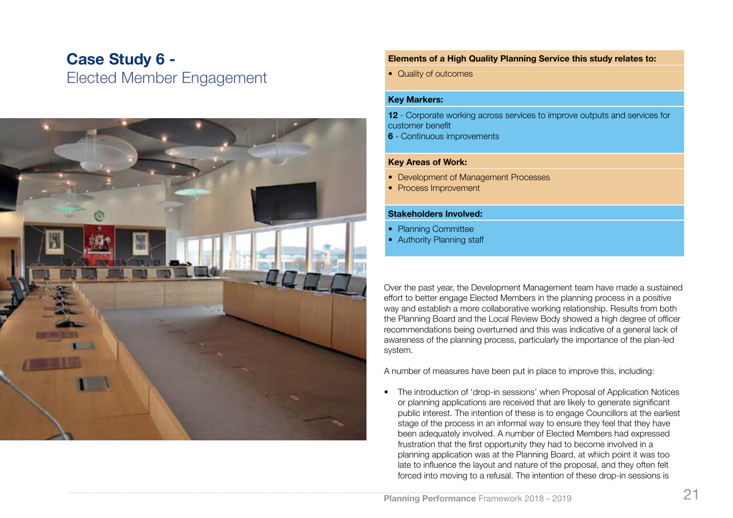# Case Study 6 - Elected Member Engagement

**Elements of a High Quality Planning Service this study relates to:**

- Quality of outcomes

**Key Markers:**

**12** - Corporate working across services to improve outputs and services for customer benefit
**6** - Continuous improvements

**Key Areas of Work:**

- Development of Management Processes
- Process Improvement

**Stakeholders Involved:**

- Planning Committee
- Authority Planning staff

Over the past year, the Development Management team have made a sustained effort to better engage Elected Members in the planning process in a positive way and establish a more collaborative working relationship. Results from both the Planning Board and the Local Review Body showed a high degree of officer recommendations being overturned and this was indicative of a general lack of awareness of the planning process, particularly the importance of the plan-led system.

A number of measures have been put in place to improve this, including:

- The introduction of 'drop-in sessions' when Proposal of Application Notices or planning applications are received that are likely to generate significant public interest. The intention of these is to engage Councillors at the earliest stage of the process in an informal way to ensure they feel that they have been adequately involved. A number of Elected Members had expressed frustration that the first opportunity they had to become involved in a planning application was at the Planning Board, at which point it was too late to influence the layout and nature of the proposal, and they often felt forced into moving to a refusal. The intention of these drop-in sessions is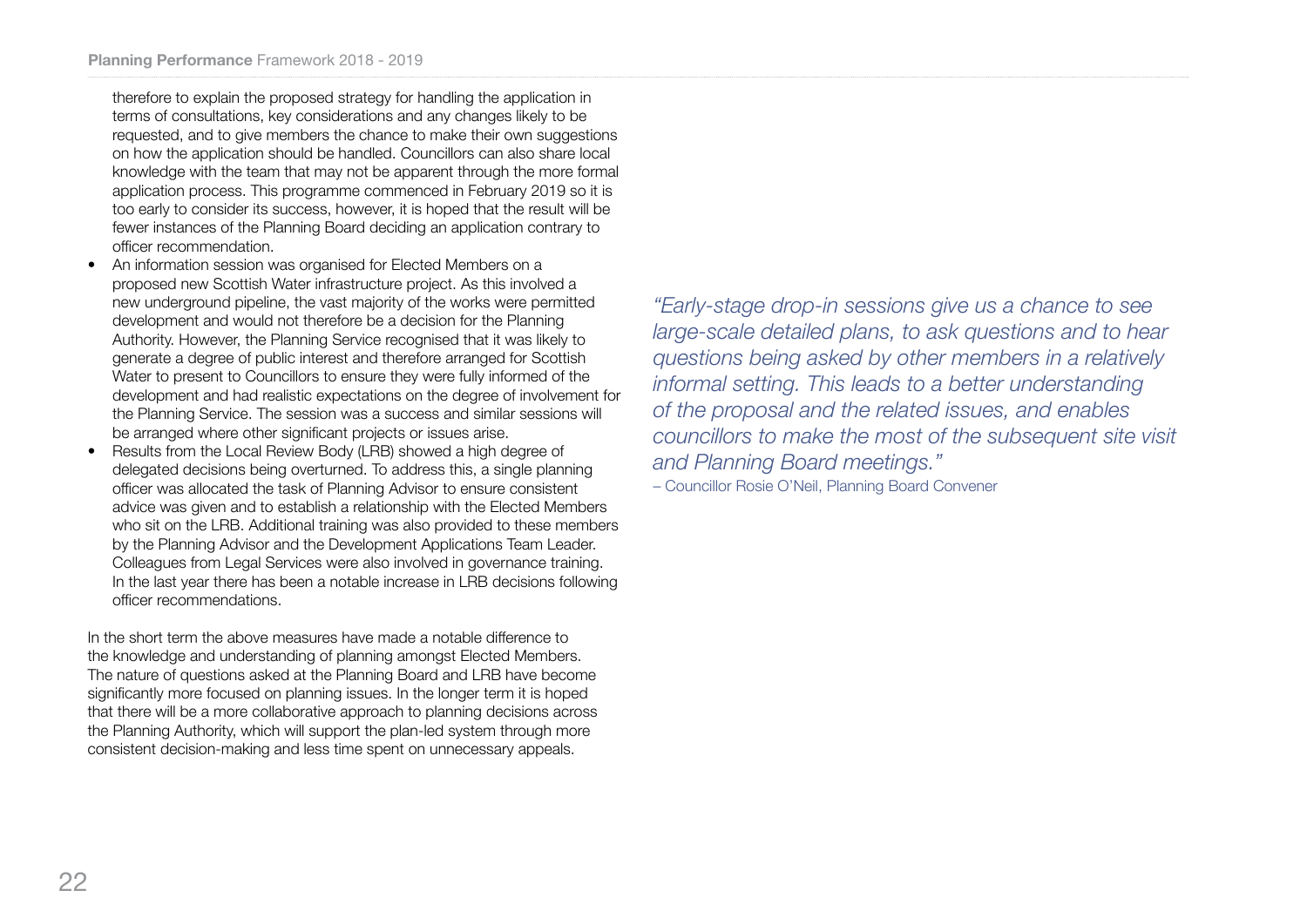therefore to explain the proposed strategy for handling the application in terms of consultations, key considerations and any changes likely to be requested, and to give members the chance to make their own suggestions on how the application should be handled. Councillors can also share local knowledge with the team that may not be apparent through the more formal application process. This programme commenced in February 2019 so it is too early to consider its success, however, it is hoped that the result will be fewer instances of the Planning Board deciding an application contrary to officer recommendation.

- An information session was organised for Elected Members on a proposed new Scottish Water infrastructure project. As this involved a new underground pipeline, the vast majority of the works were permitted development and would not therefore be a decision for the Planning Authority. However, the Planning Service recognised that it was likely to generate a degree of public interest and therefore arranged for Scottish Water to present to Councillors to ensure they were fully informed of the development and had realistic expectations on the degree of involvement for the Planning Service. The session was a success and similar sessions will be arranged where other significant projects or issues arise.
- Results from the Local Review Body (LRB) showed a high degree of delegated decisions being overturned. To address this, a single planning officer was allocated the task of Planning Advisor to ensure consistent advice was given and to establish a relationship with the Elected Members who sit on the LRB. Additional training was also provided to these members by the Planning Advisor and the Development Applications Team Leader. Colleagues from Legal Services were also involved in governance training. In the last year there has been a notable increase in LRB decisions following officer recommendations.

In the short term the above measures have made a notable difference to the knowledge and understanding of planning amongst Elected Members. The nature of questions asked at the Planning Board and LRB have become significantly more focused on planning issues. In the longer term it is hoped that there will be a more collaborative approach to planning decisions across the Planning Authority, which will support the plan-led system through more consistent decision-making and less time spent on unnecessary appeals.

*"Early-stage drop-in sessions give us a chance to see large-scale detailed plans, to ask questions and to hear questions being asked by other members in a relatively informal setting. This leads to a better understanding of the proposal and the related issues, and enables councillors to make the most of the subsequent site visit and Planning Board meetings."*

– Councillor Rosie O'Neil, Planning Board Convener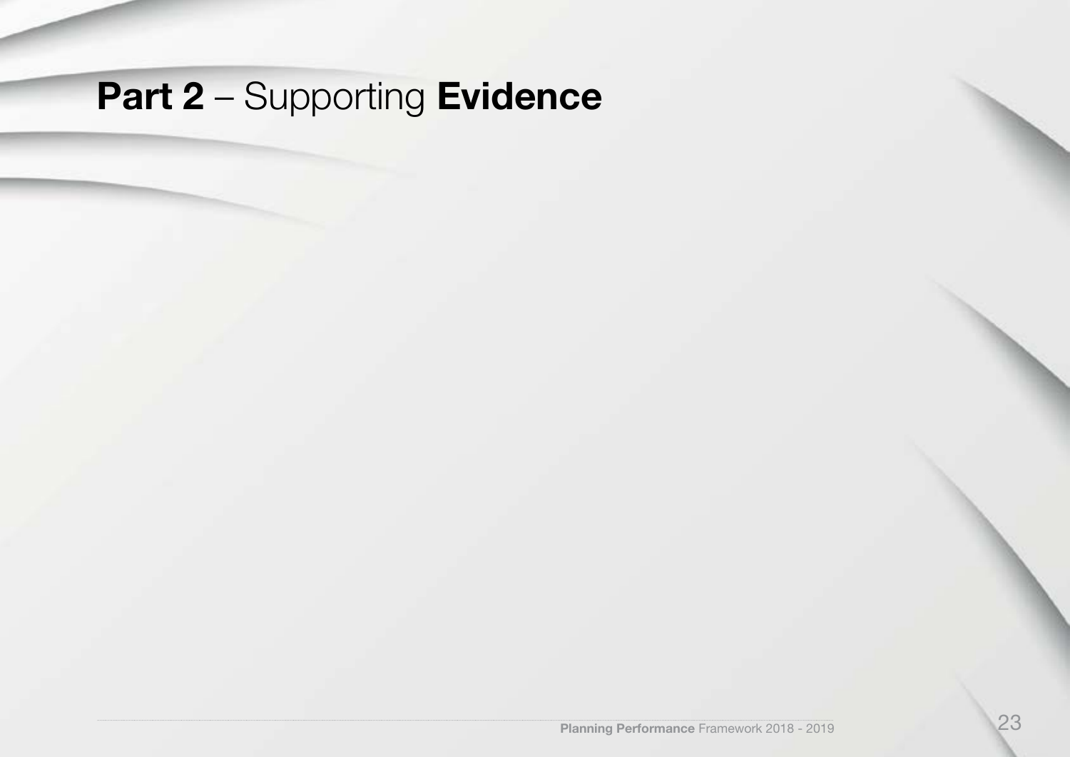# **Part 2** – Supporting **Evidence**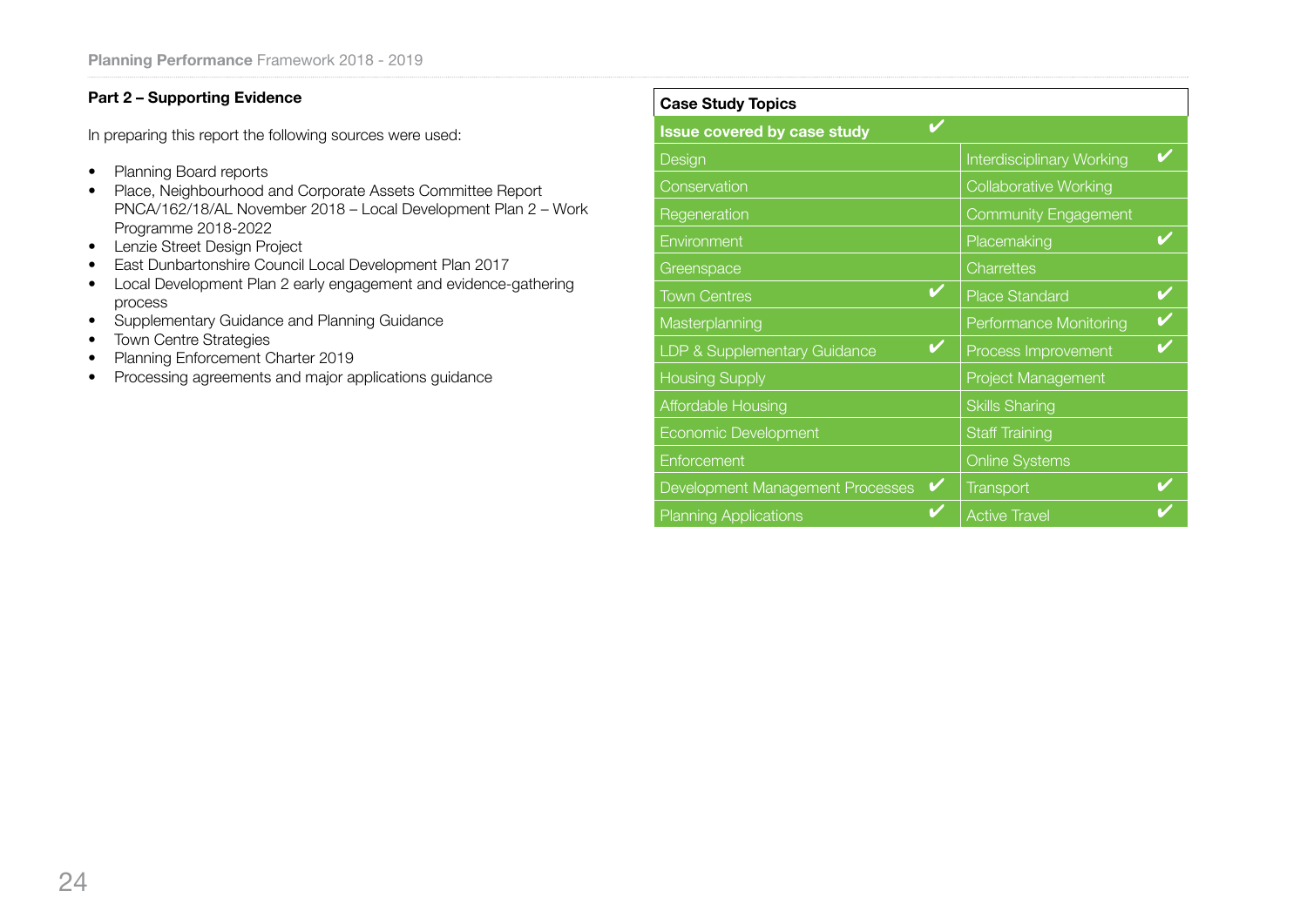## Part 2 – Supporting Evidence

In preparing this report the following sources were used:

- Planning Board reports
- Place, Neighbourhood and Corporate Assets Committee Report PNCA/162/18/AL November 2018 – Local Development Plan 2 – Work Programme 2018-2022
- Lenzie Street Design Project
- East Dunbartonshire Council Local Development Plan 2017
- Local Development Plan 2 early engagement and evidence-gathering process
- Supplementary Guidance and Planning Guidance
- Town Centre Strategies
- Planning Enforcement Charter 2019
- Processing agreements and major applications guidance

| Case Study Topics | | | |
|---|---|---|---|
| **Issue covered by case study** | ✔ | | |
| Design | | Interdisciplinary Working | ✔ |
| Conservation | | Collaborative Working | |
| Regeneration | | Community Engagement | |
| Environment | | Placemaking | ✔ |
| Greenspace | | Charrettes | |
| Town Centres | ✔ | Place Standard | ✔ |
| Masterplanning | | Performance Monitoring | ✔ |
| LDP & Supplementary Guidance | ✔ | Process Improvement | ✔ |
| Housing Supply | | Project Management | |
| Affordable Housing | | Skills Sharing | |
| Economic Development | | Staff Training | |
| Enforcement | | Online Systems | |
| Development Management Processes | ✔ | Transport | ✔ |
| Planning Applications | ✔ | Active Travel | ✔ |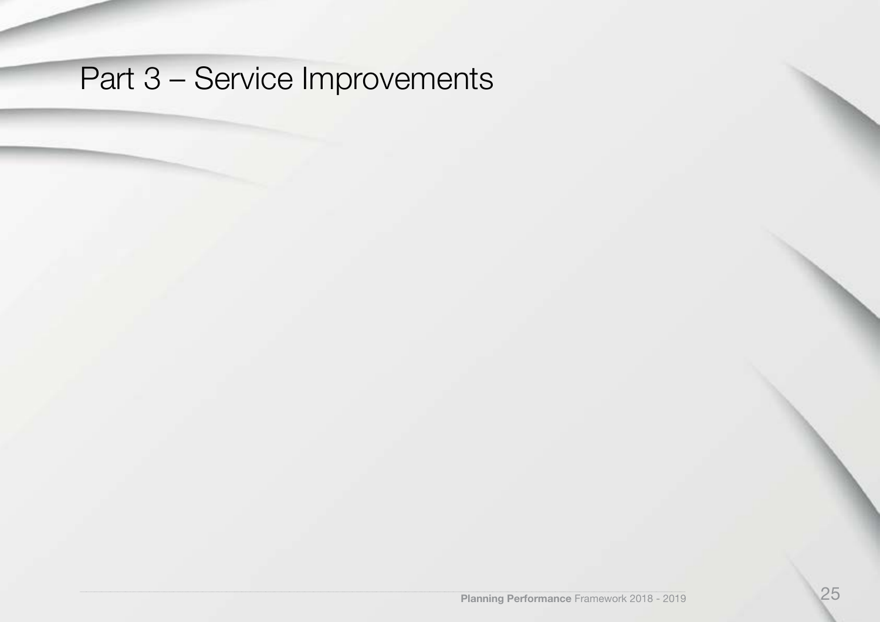# Part 3 – Service Improvements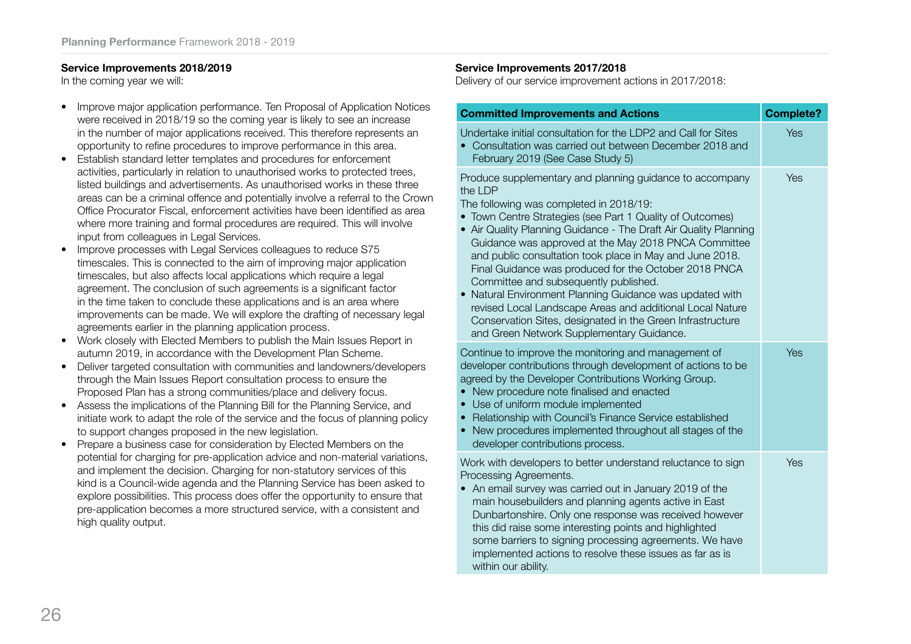### Service Improvements 2018/2019

In the coming year we will:

- Improve major application performance. Ten Proposal of Application Notices were received in 2018/19 so the coming year is likely to see an increase in the number of major applications received. This therefore represents an opportunity to refine procedures to improve performance in this area.
- Establish standard letter templates and procedures for enforcement activities, particularly in relation to unauthorised works to protected trees, listed buildings and advertisements. As unauthorised works in these three areas can be a criminal offence and potentially involve a referral to the Crown Office Procurator Fiscal, enforcement activities have been identified as area where more training and formal procedures are required. This will involve input from colleagues in Legal Services.
- Improve processes with Legal Services colleagues to reduce S75 timescales. This is connected to the aim of improving major application timescales, but also affects local applications which require a legal agreement. The conclusion of such agreements is a significant factor in the time taken to conclude these applications and is an area where improvements can be made. We will explore the drafting of necessary legal agreements earlier in the planning application process.
- Work closely with Elected Members to publish the Main Issues Report in autumn 2019, in accordance with the Development Plan Scheme.
- Deliver targeted consultation with communities and landowners/developers through the Main Issues Report consultation process to ensure the Proposed Plan has a strong communities/place and delivery focus.
- Assess the implications of the Planning Bill for the Planning Service, and initiate work to adapt the role of the service and the focus of planning policy to support changes proposed in the new legislation.
- Prepare a business case for consideration by Elected Members on the potential for charging for pre-application advice and non-material variations, and implement the decision. Charging for non-statutory services of this kind is a Council-wide agenda and the Planning Service has been asked to explore possibilities. This process does offer the opportunity to ensure that pre-application becomes a more structured service, with a consistent and high quality output.

### Service Improvements 2017/2018

Delivery of our service improvement actions in 2017/2018:

| Committed Improvements and Actions | Complete? |
|---|---|
| Undertake initial consultation for the LDP2 and Call for Sites<br>• Consultation was carried out between December 2018 and February 2019 (See Case Study 5) | Yes |
| Produce supplementary and planning guidance to accompany the LDP<br>The following was completed in 2018/19:<br>• Town Centre Strategies (see Part 1 Quality of Outcomes)<br>• Air Quality Planning Guidance - The Draft Air Quality Planning Guidance was approved at the May 2018 PNCA Committee and public consultation took place in May and June 2018. Final Guidance was produced for the October 2018 PNCA Committee and subsequently published.<br>• Natural Environment Planning Guidance was updated with revised Local Landscape Areas and additional Local Nature Conservation Sites, designated in the Green Infrastructure and Green Network Supplementary Guidance. | Yes |
| Continue to improve the monitoring and management of developer contributions through development of actions to be agreed by the Developer Contributions Working Group.<br>• New procedure note finalised and enacted<br>• Use of uniform module implemented<br>• Relationship with Council's Finance Service established<br>• New procedures implemented throughout all stages of the developer contributions process. | Yes |
| Work with developers to better understand reluctance to sign Processing Agreements.<br>• An email survey was carried out in January 2019 of the main housebuilders and planning agents active in East Dunbartonshire. Only one response was received however this did raise some interesting points and highlighted some barriers to signing processing agreements. We have implemented actions to resolve these issues as far as is within our ability. | Yes |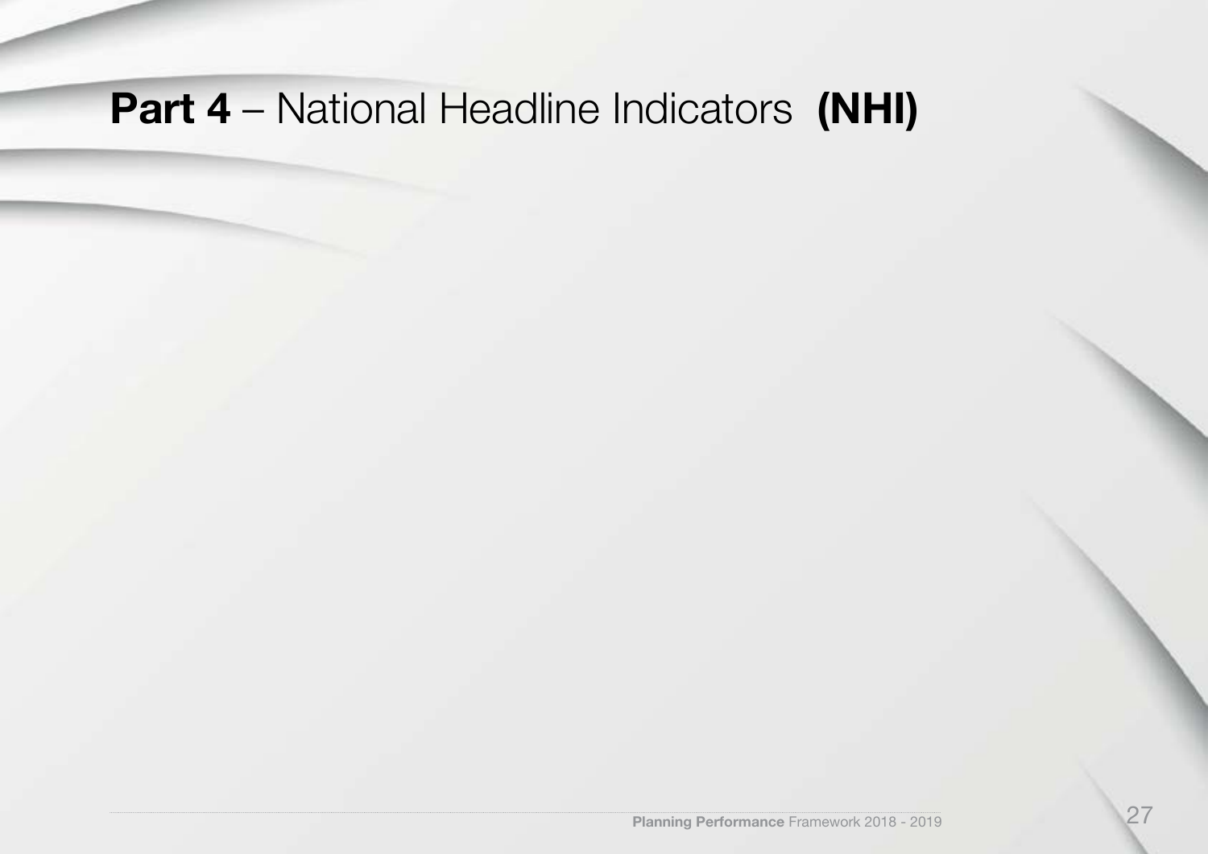# **Part 4** – National Headline Indicators **(NHI)**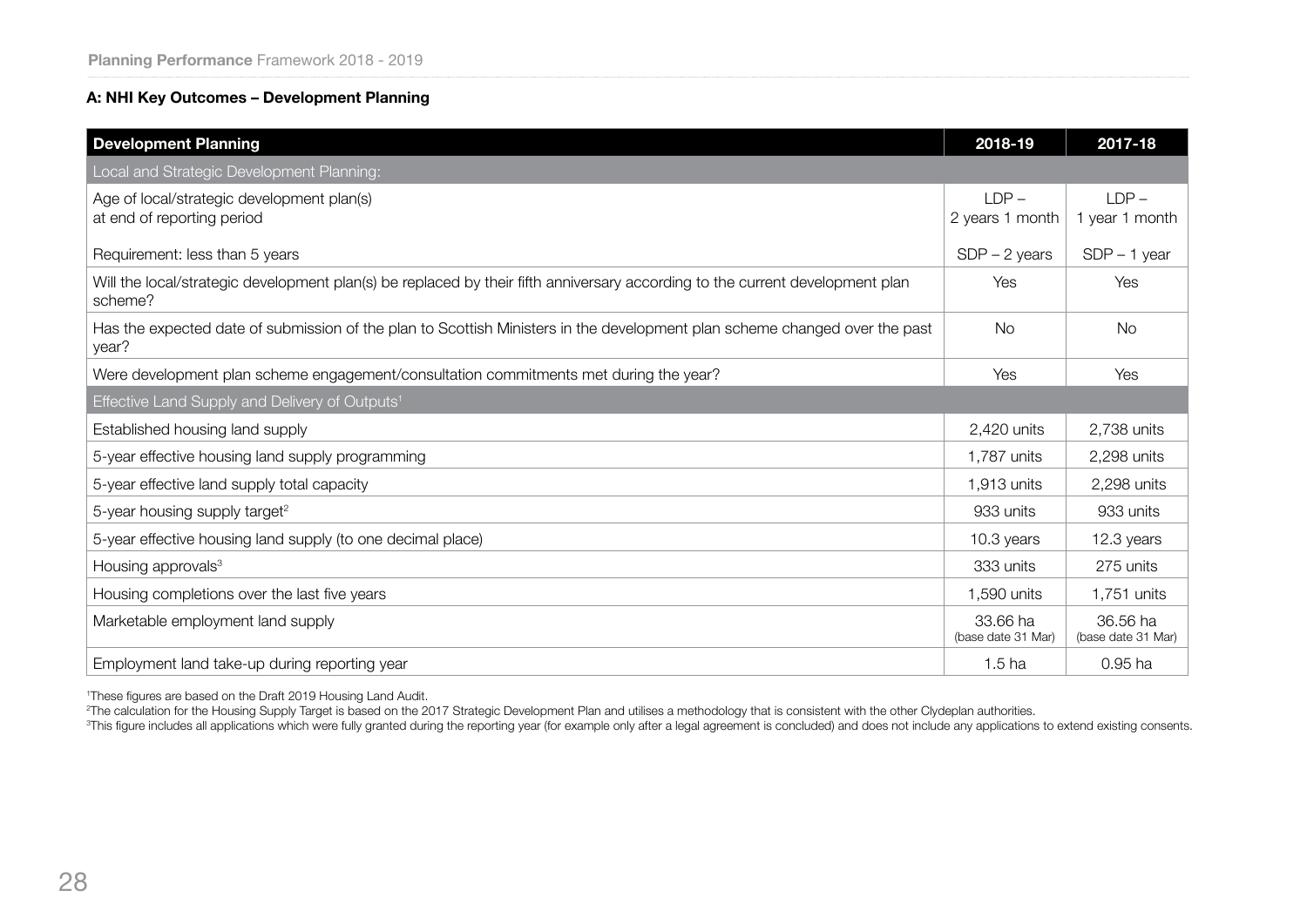### A: NHI Key Outcomes – Development Planning

| Development Planning | 2018-19 | 2017-18 |
|---|---|---|
| Local and Strategic Development Planning: | | |
| Age of local/strategic development plan(s) at end of reporting period<br><br>Requirement: less than 5 years | LDP – 2 years 1 month<br><br>SDP – 2 years | LDP – 1 year 1 month<br><br>SDP – 1 year |
| Will the local/strategic development plan(s) be replaced by their fifth anniversary according to the current development plan scheme? | Yes | Yes |
| Has the expected date of submission of the plan to Scottish Ministers in the development plan scheme changed over the past year? | No | No |
| Were development plan scheme engagement/consultation commitments met during the year? | Yes | Yes |
| Effective Land Supply and Delivery of Outputs[1] | | |
| Established housing land supply | 2,420 units | 2,738 units |
| 5-year effective housing land supply programming | 1,787 units | 2,298 units |
| 5-year effective land supply total capacity | 1,913 units | 2,298 units |
| 5-year housing supply target[2] | 933 units | 933 units |
| 5-year effective housing land supply (to one decimal place) | 10.3 years | 12.3 years |
| Housing approvals[3] | 333 units | 275 units |
| Housing completions over the last five years | 1,590 units | 1,751 units |
| Marketable employment land supply | 33.66 ha (base date 31 Mar) | 36.56 ha (base date 31 Mar) |
| Employment land take-up during reporting year | 1.5 ha | 0.95 ha |

[1]These figures are based on the Draft 2019 Housing Land Audit.

[2]The calculation for the Housing Supply Target is based on the 2017 Strategic Development Plan and utilises a methodology that is consistent with the other Clydeplan authorities.

[3]This figure includes all applications which were fully granted during the reporting year (for example only after a legal agreement is concluded) and does not include any applications to extend existing consents.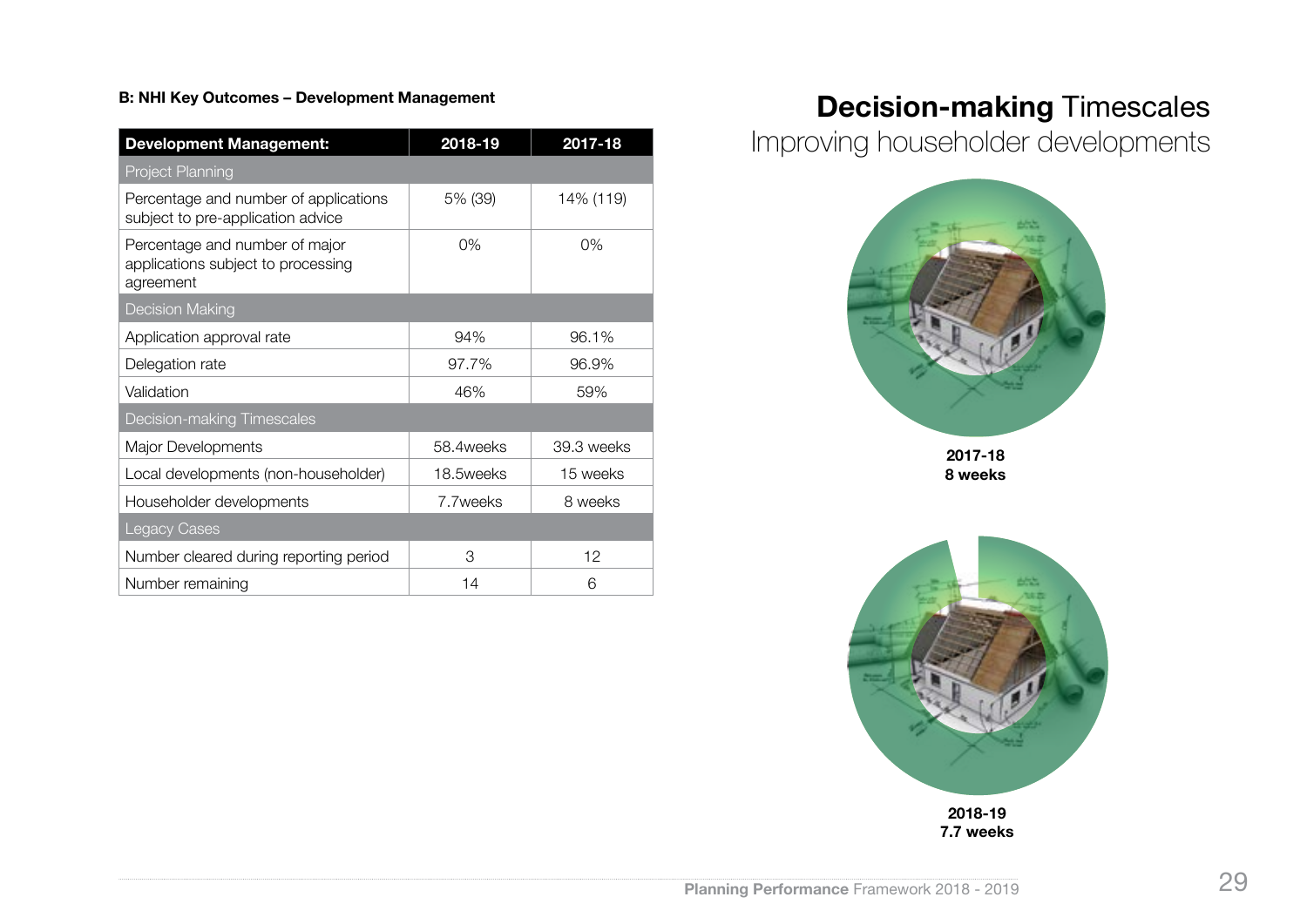### B: NHI Key Outcomes – Development Management

| Development Management: | 2018-19 | 2017-18 |
|---|---|---|
| Project Planning | | |
| Percentage and number of applications subject to pre-application advice | 5% (39) | 14% (119) |
| Percentage and number of major applications subject to processing agreement | 0% | 0% |
| Decision Making | | |
| Application approval rate | 94% | 96.1% |
| Delegation rate | 97.7% | 96.9% |
| Validation | 46% | 59% |
| Decision-making Timescales | | |
| Major Developments | 58.4weeks | 39.3 weeks |
| Local developments (non-householder) | 18.5weeks | 15 weeks |
| Householder developments | 7.7weeks | 8 weeks |
| Legacy Cases | | |
| Number cleared during reporting period | 3 | 12 |
| Number remaining | 14 | 6 |

## **Decision-making** Timescales

Improving householder developments

**2017-18**
**8 weeks**

**2018-19**
**7.7 weeks**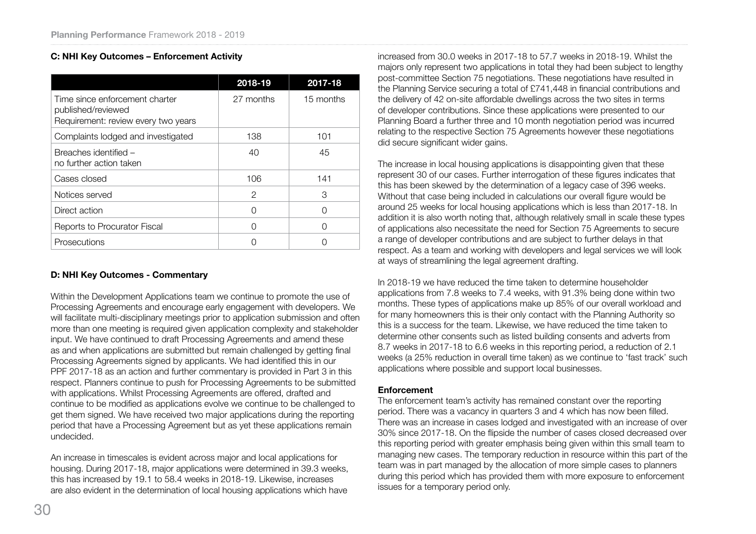### C: NHI Key Outcomes – Enforcement Activity

| | 2018-19 | 2017-18 |
|---|---|---|
| Time since enforcement charter published/reviewed Requirement: review every two years | 27 months | 15 months |
| Complaints lodged and investigated | 138 | 101 |
| Breaches identified – no further action taken | 40 | 45 |
| Cases closed | 106 | 141 |
| Notices served | 2 | 3 |
| Direct action | 0 | 0 |
| Reports to Procurator Fiscal | 0 | 0 |
| Prosecutions | 0 | 0 |

### D: NHI Key Outcomes - Commentary

Within the Development Applications team we continue to promote the use of Processing Agreements and encourage early engagement with developers. We will facilitate multi-disciplinary meetings prior to application submission and often more than one meeting is required given application complexity and stakeholder input. We have continued to draft Processing Agreements and amend these as and when applications are submitted but remain challenged by getting final Processing Agreements signed by applicants. We had identified this in our PPF 2017-18 as an action and further commentary is provided in Part 3 in this respect. Planners continue to push for Processing Agreements to be submitted with applications. Whilst Processing Agreements are offered, drafted and continue to be modified as applications evolve we continue to be challenged to get them signed. We have received two major applications during the reporting period that have a Processing Agreement but as yet these applications remain undecided.

An increase in timescales is evident across major and local applications for housing. During 2017-18, major applications were determined in 39.3 weeks, this has increased by 19.1 to 58.4 weeks in 2018-19. Likewise, increases are also evident in the determination of local housing applications which have increased from 30.0 weeks in 2017-18 to 57.7 weeks in 2018-19. Whilst the majors only represent two applications in total they had been subject to lengthy post-committee Section 75 negotiations. These negotiations have resulted in the Planning Service securing a total of £741,448 in financial contributions and the delivery of 42 on-site affordable dwellings across the two sites in terms of developer contributions. Since these applications were presented to our Planning Board a further three and 10 month negotiation period was incurred relating to the respective Section 75 Agreements however these negotiations did secure significant wider gains.

The increase in local housing applications is disappointing given that these represent 30 of our cases. Further interrogation of these figures indicates that this has been skewed by the determination of a legacy case of 396 weeks. Without that case being included in calculations our overall figure would be around 25 weeks for local housing applications which is less than 2017-18. In addition it is also worth noting that, although relatively small in scale these types of applications also necessitate the need for Section 75 Agreements to secure a range of developer contributions and are subject to further delays in that respect. As a team and working with developers and legal services we will look at ways of streamlining the legal agreement drafting.

In 2018-19 we have reduced the time taken to determine householder applications from 7.8 weeks to 7.4 weeks, with 91.3% being done within two months. These types of applications make up 85% of our overall workload and for many homeowners this is their only contact with the Planning Authority so this is a success for the team. Likewise, we have reduced the time taken to determine other consents such as listed building consents and adverts from 8.7 weeks in 2017-18 to 6.6 weeks in this reporting period, a reduction of 2.1 weeks (a 25% reduction in overall time taken) as we continue to 'fast track' such applications where possible and support local businesses.

**Enforcement**

The enforcement team's activity has remained constant over the reporting period. There was a vacancy in quarters 3 and 4 which has now been filled. There was an increase in cases lodged and investigated with an increase of over 30% since 2017-18. On the flipside the number of cases closed decreased over this reporting period with greater emphasis being given within this small team to managing new cases. The temporary reduction in resource within this part of the team was in part managed by the allocation of more simple cases to planners during this period which has provided them with more exposure to enforcement issues for a temporary period only.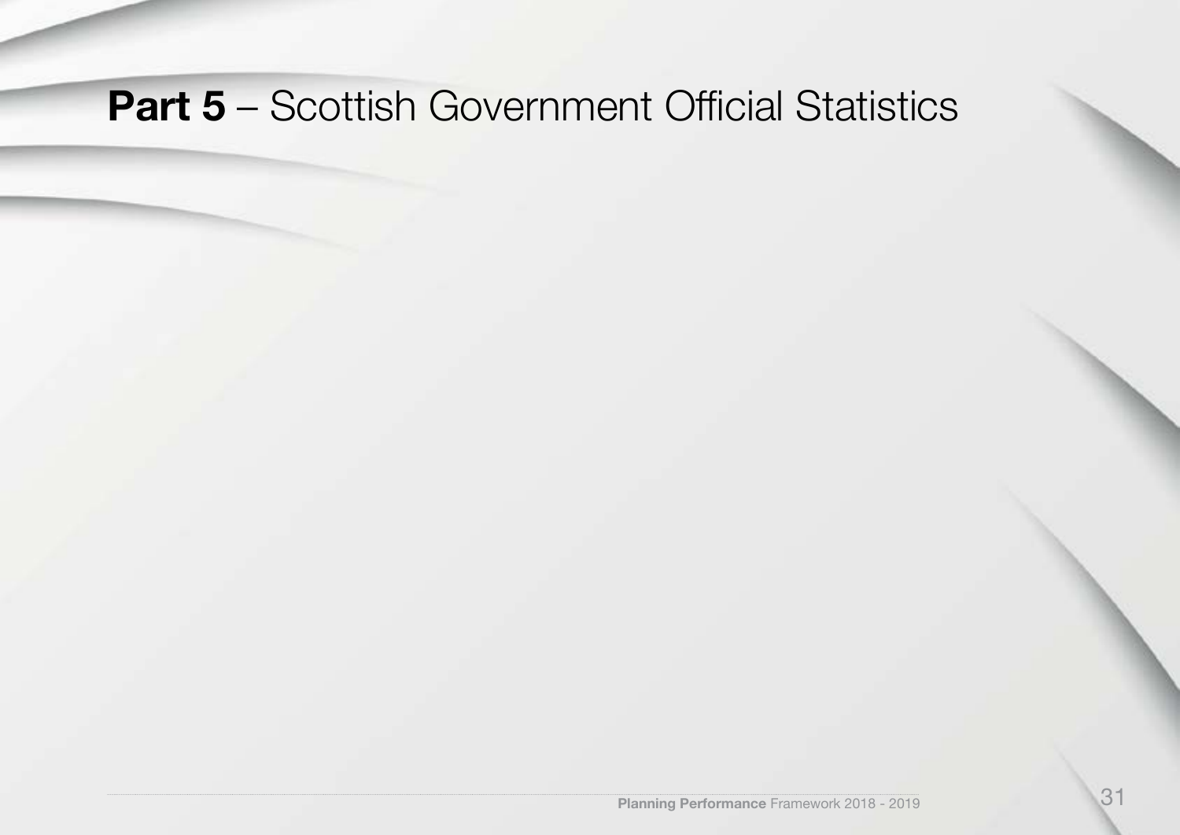# **Part 5** – Scottish Government Official Statistics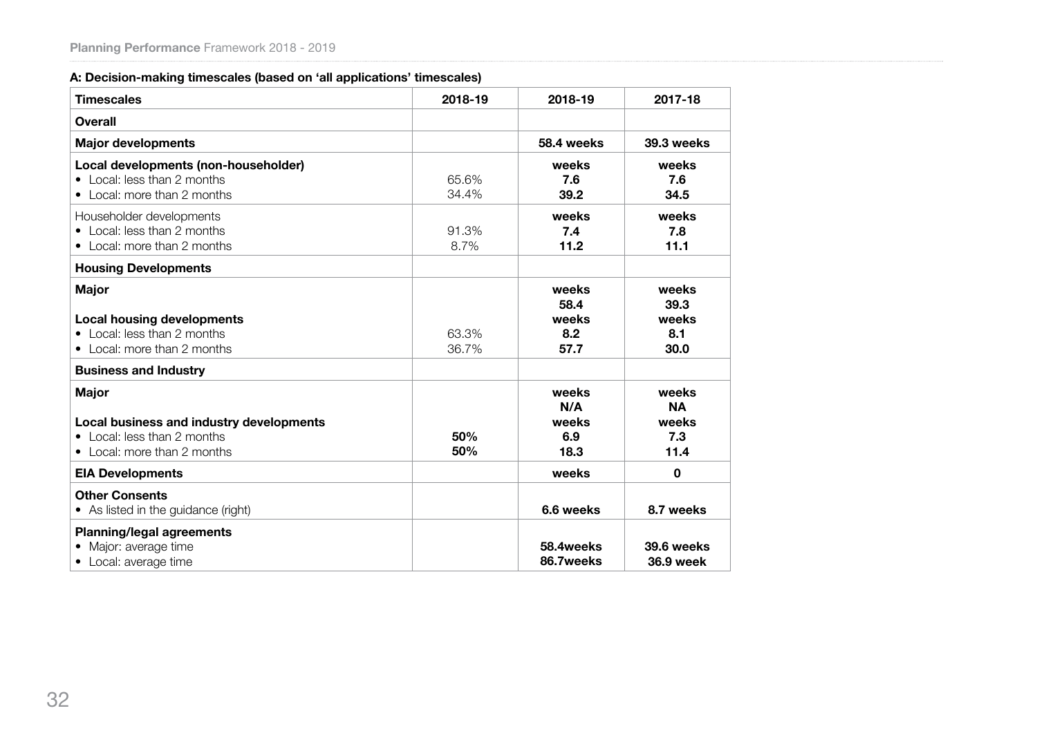### A: Decision-making timescales (based on 'all applications' timescales)

| Timescales | 2018-19 | 2018-19 | 2017-18 |
|---|---|---|---|
| **Overall** | | | |
| **Major developments** | | **58.4 weeks** | **39.3 weeks** |
| **Local developments (non-householder)** | | **weeks** | **weeks** |
| • Local: less than 2 months | 65.6% | **7.6** | **7.6** |
| • Local: more than 2 months | 34.4% | **39.2** | **34.5** |
| Householder developments | | **weeks** | **weeks** |
| • Local: less than 2 months | 91.3% | **7.4** | **7.8** |
| • Local: more than 2 months | 8.7% | **11.2** | **11.1** |
| **Housing Developments** | | | |
| **Major** | | **weeks** | **weeks** |
| | | **58.4** | **39.3** |
| **Local housing developments** | | **weeks** | **weeks** |
| • Local: less than 2 months | 63.3% | **8.2** | **8.1** |
| • Local: more than 2 months | 36.7% | **57.7** | **30.0** |
| **Business and Industry** | | | |
| **Major** | | **weeks** | **weeks** |
| | | **N/A** | **NA** |
| **Local business and industry developments** | | **weeks** | **weeks** |
| • Local: less than 2 months | **50%** | **6.9** | **7.3** |
| • Local: more than 2 months | **50%** | **18.3** | **11.4** |
| **EIA Developments** | | **weeks** | **0** |
| **Other Consents** | | | |
| • As listed in the guidance (right) | | **6.6 weeks** | **8.7 weeks** |
| **Planning/legal agreements** | | | |
| • Major: average time | | **58.4weeks** | **39.6 weeks** |
| • Local: average time | | **86.7weeks** | **36.9 week** |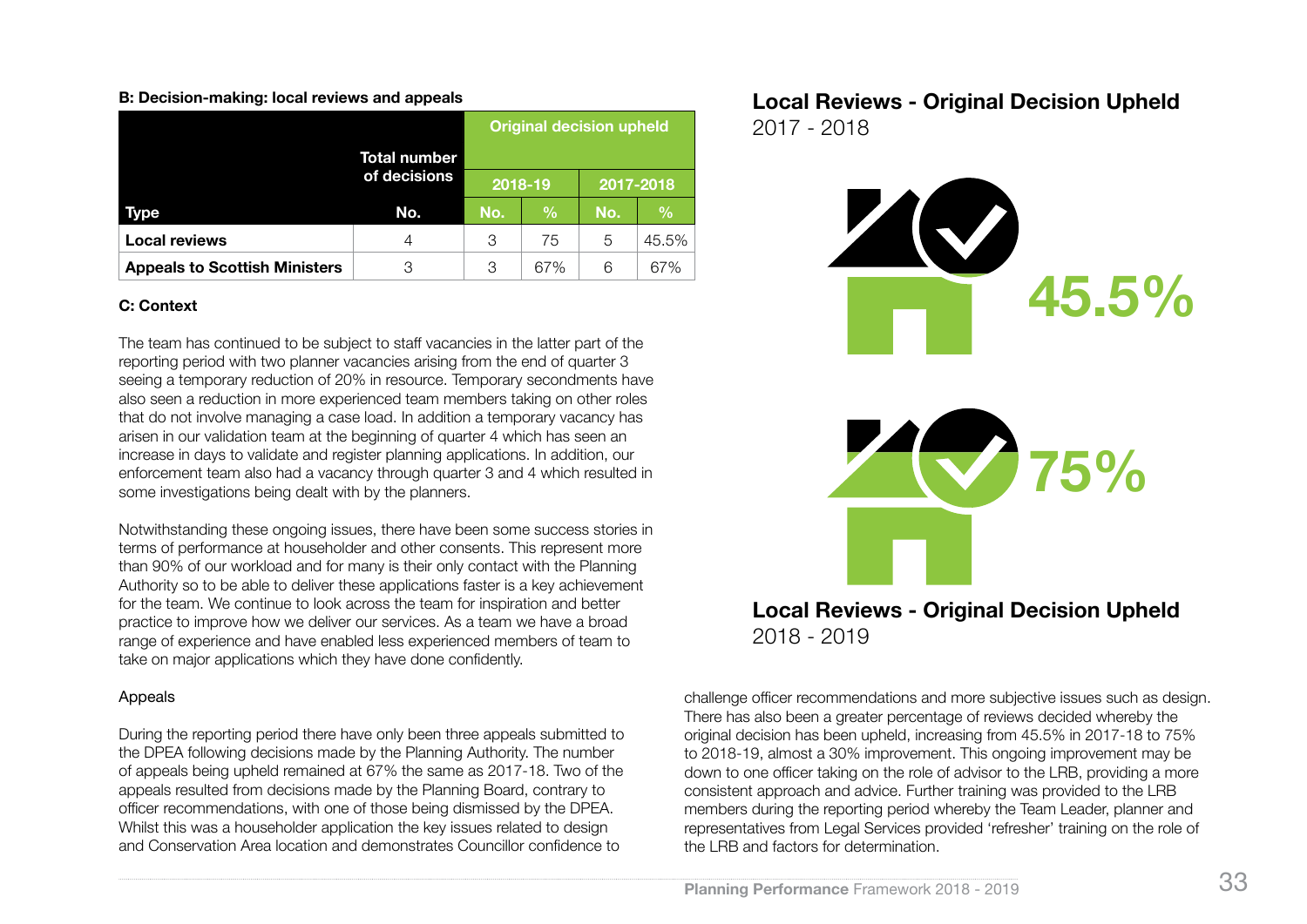**B: Decision-making: local reviews and appeals**

| | Total number of decisions | Original decision upheld | | | |
|---|---|---|---|---|---|
| | | 2018-19 | | 2017-2018 | |
| **Type** | **No.** | **No.** | **%** | **No.** | **%** |
| **Local reviews** | 4 | 3 | 75 | 5 | 45.5% |
| **Appeals to Scottish Ministers** | 3 | 3 | 67% | 6 | 67% |

**C: Context**

The team has continued to be subject to staff vacancies in the latter part of the reporting period with two planner vacancies arising from the end of quarter 3 seeing a temporary reduction of 20% in resource. Temporary secondments have also seen a reduction in more experienced team members taking on other roles that do not involve managing a case load. In addition a temporary vacancy has arisen in our validation team at the beginning of quarter 4 which has seen an increase in days to validate and register planning applications. In addition, our enforcement team also had a vacancy through quarter 3 and 4 which resulted in some investigations being dealt with by the planners.

Notwithstanding these ongoing issues, there have been some success stories in terms of performance at householder and other consents. This represent more than 90% of our workload and for many is their only contact with the Planning Authority so to be able to deliver these applications faster is a key achievement for the team. We continue to look across the team for inspiration and better practice to improve how we deliver our services. As a team we have a broad range of experience and have enabled less experienced members of team to take on major applications which they have done confidently.

Appeals

During the reporting period there have only been three appeals submitted to the DPEA following decisions made by the Planning Authority. The number of appeals being upheld remained at 67% the same as 2017-18. Two of the appeals resulted from decisions made by the Planning Board, contrary to officer recommendations, with one of those being dismissed by the DPEA. Whilst this was a householder application the key issues related to design and Conservation Area location and demonstrates Councillor confidence to challenge officer recommendations and more subjective issues such as design. There has also been a greater percentage of reviews decided whereby the original decision has been upheld, increasing from 45.5% in 2017-18 to 75% to 2018-19, almost a 30% improvement. This ongoing improvement may be down to one officer taking on the role of advisor to the LRB, providing a more consistent approach and advice. Further training was provided to the LRB members during the reporting period whereby the Team Leader, planner and representatives from Legal Services provided 'refresher' training on the role of the LRB and factors for determination.

**Local Reviews - Original Decision Upheld**
2017 - 2018

45.5%

75%

**Local Reviews - Original Decision Upheld**
2018 - 2019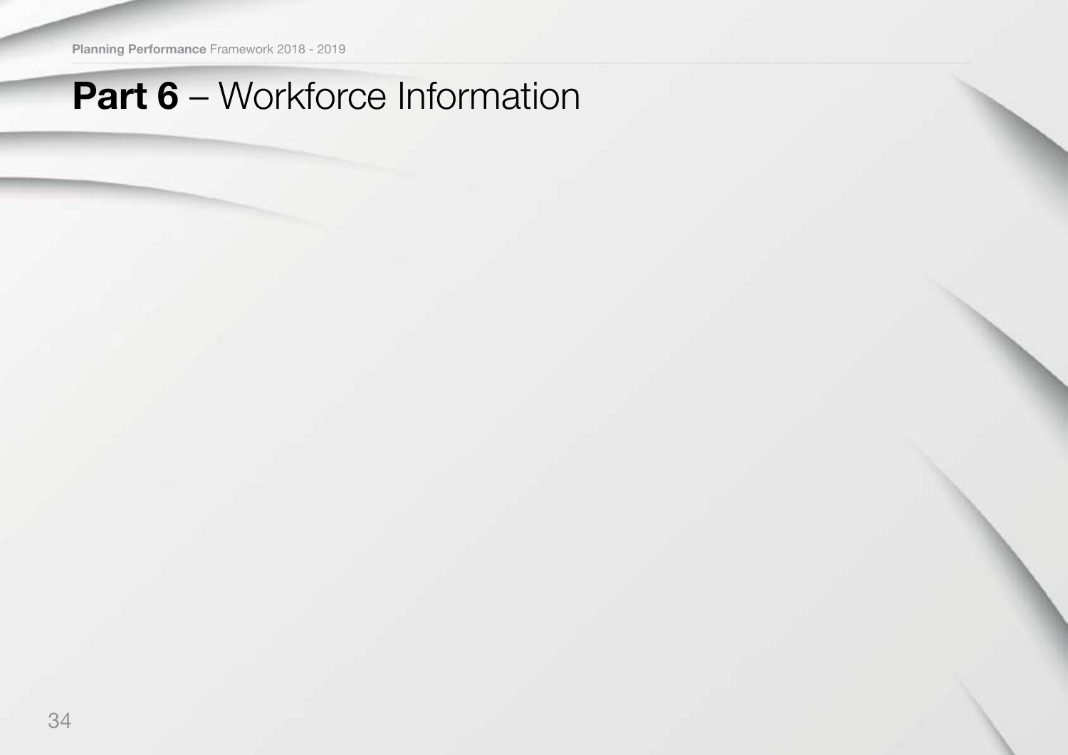# Part 6 – Workforce Information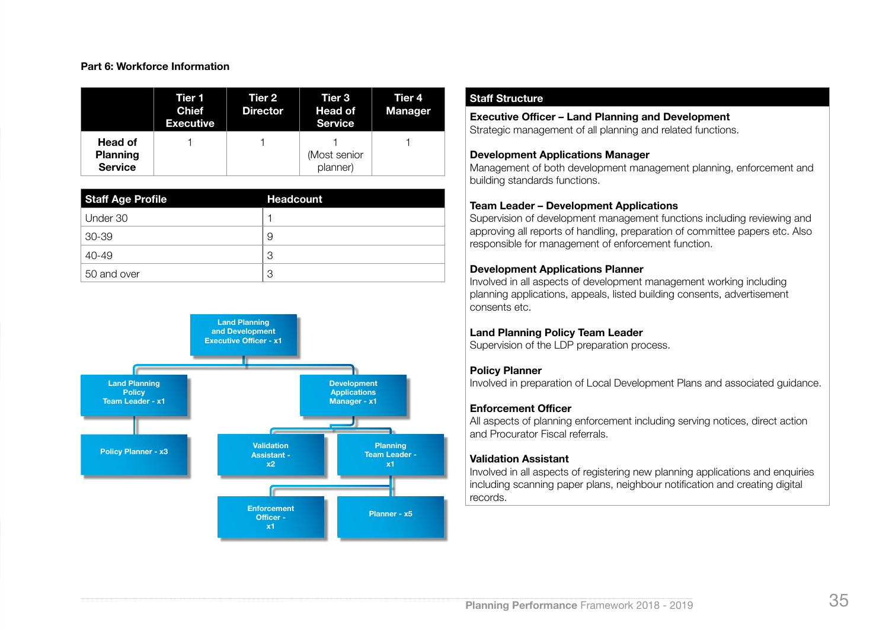## Part 6: Workforce Information

| | Tier 1 Chief Executive | Tier 2 Director | Tier 3 Head of Service | Tier 4 Manager |
|---|---|---|---|---|
| **Head of Planning Service** | 1 | 1 | 1 (Most senior planner) | 1 |

| Staff Age Profile | Headcount |
|---|---|
| Under 30 | 1 |
| 30-39 | 9 |
| 40-49 | 3 |
| 50 and over | 3 |

- Land Planning and Development Executive Officer - x1
  - Land Planning Policy Team Leader - x1
    - Policy Planner - x3
  - Development Applications Manager - x1
    - Validation Assistant - x2
    - Planning Team Leader - x1
      - Enforcement Officer - x1
      - Planner - x5

### Staff Structure

**Executive Officer – Land Planning and Development**
Strategic management of all planning and related functions.

**Development Applications Manager**
Management of both development management planning, enforcement and building standards functions.

**Team Leader – Development Applications**
Supervision of development management functions including reviewing and approving all reports of handling, preparation of committee papers etc. Also responsible for management of enforcement function.

**Development Applications Planner**
Involved in all aspects of development management working including planning applications, appeals, listed building consents, advertisement consents etc.

**Land Planning Policy Team Leader**
Supervision of the LDP preparation process.

**Policy Planner**
Involved in preparation of Local Development Plans and associated guidance.

**Enforcement Officer**
All aspects of planning enforcement including serving notices, direct action and Procurator Fiscal referrals.

**Validation Assistant**
Involved in all aspects of registering new planning applications and enquiries including scanning paper plans, neighbour notification and creating digital records.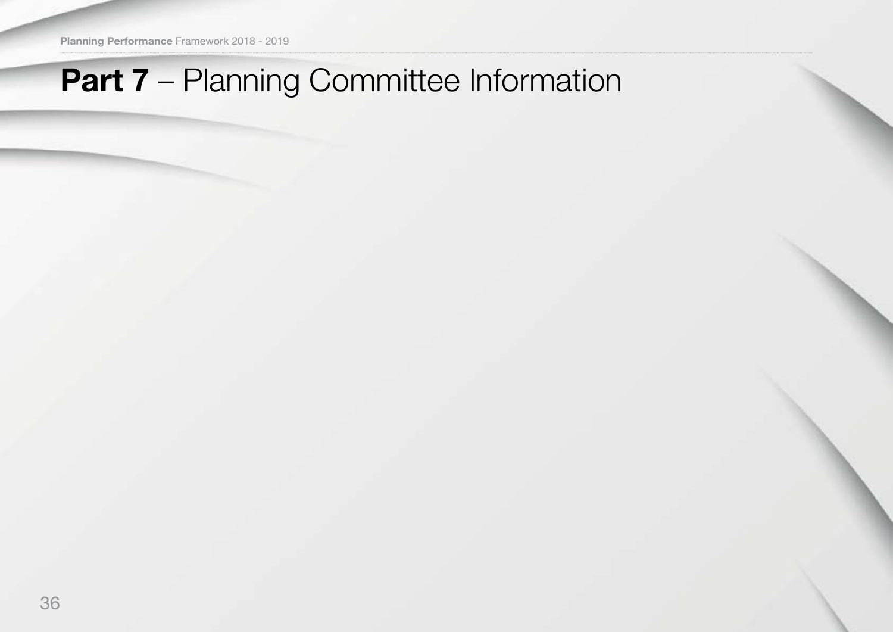# **Part 7** – Planning Committee Information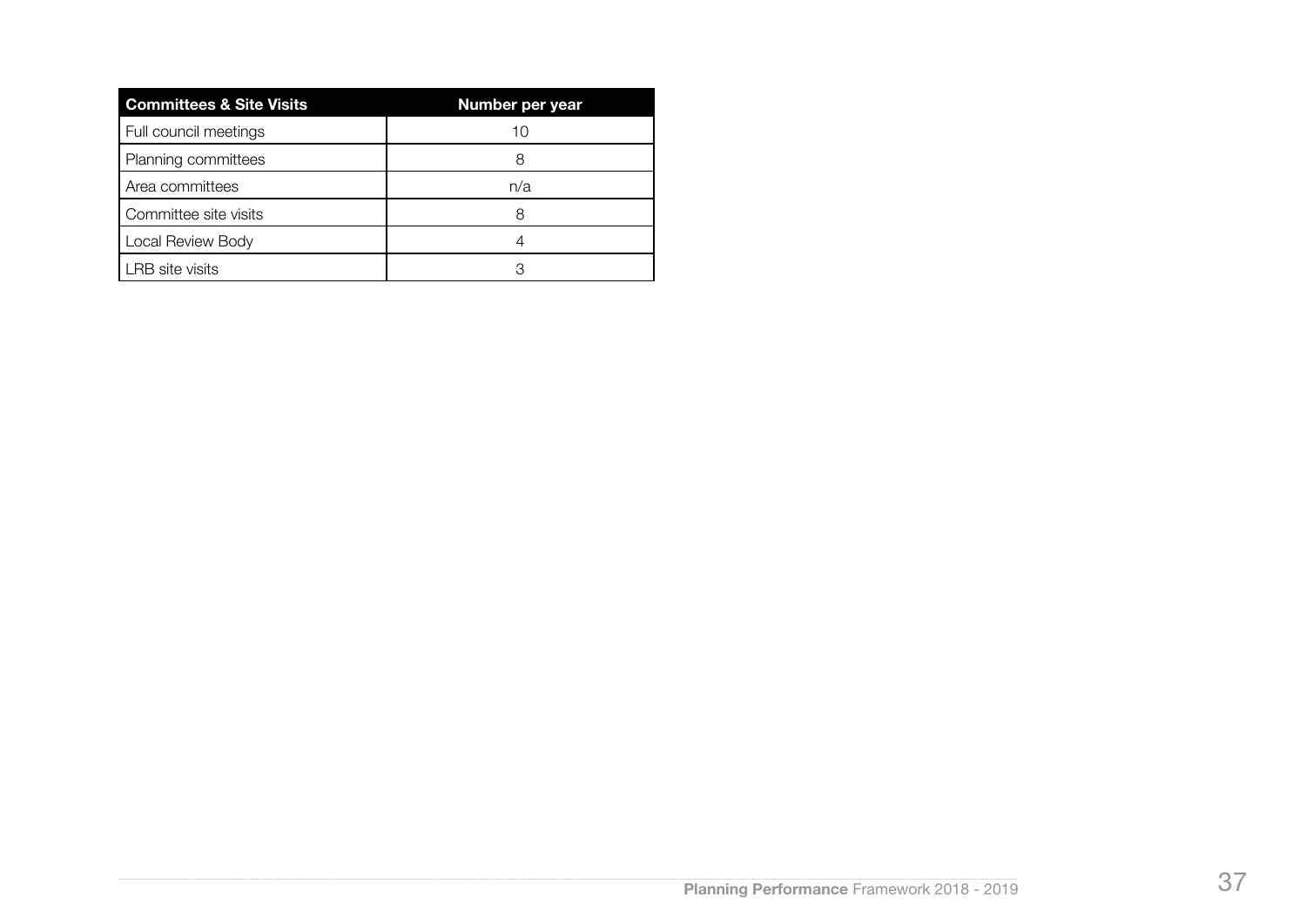| Committees & Site Visits | Number per year |
| --- | --- |
| Full council meetings | 10 |
| Planning committees | 8 |
| Area committees | n/a |
| Committee site visits | 8 |
| Local Review Body | 4 |
| LRB site visits | 3 |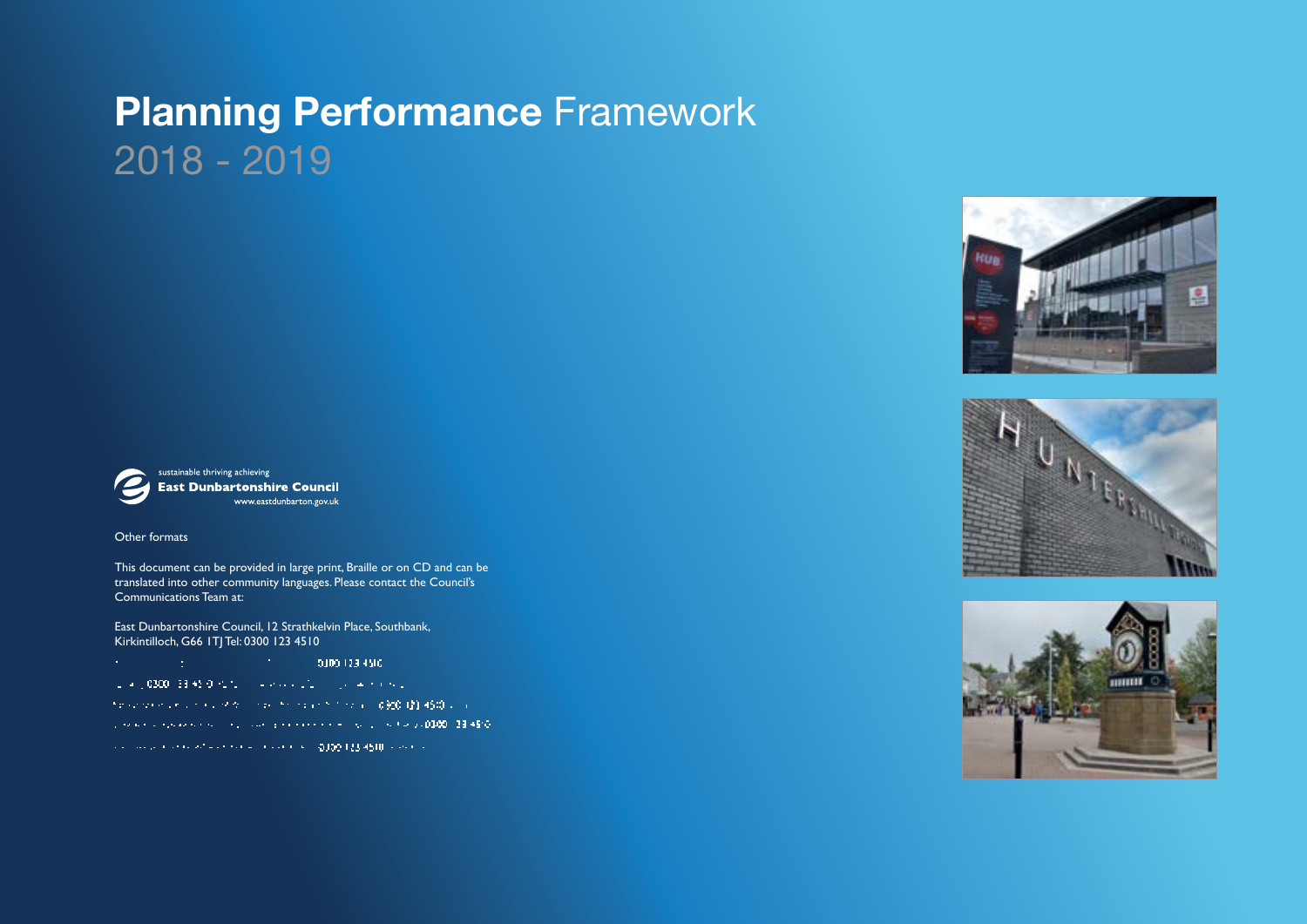# **Planning Performance** Framework

2018 - 2019

sustainable thriving achieving

**East Dunbartonshire Council**

www.eastdunbarton.gov.uk

Other formats

This document can be provided in large print, Braille or on CD and can be translated into other community languages. Please contact the Council's Communications Team at:

East Dunbartonshire Council, 12 Strathkelvin Place, Southbank, Kirkintilloch, G66 1TJ Tel: 0300 123 4510